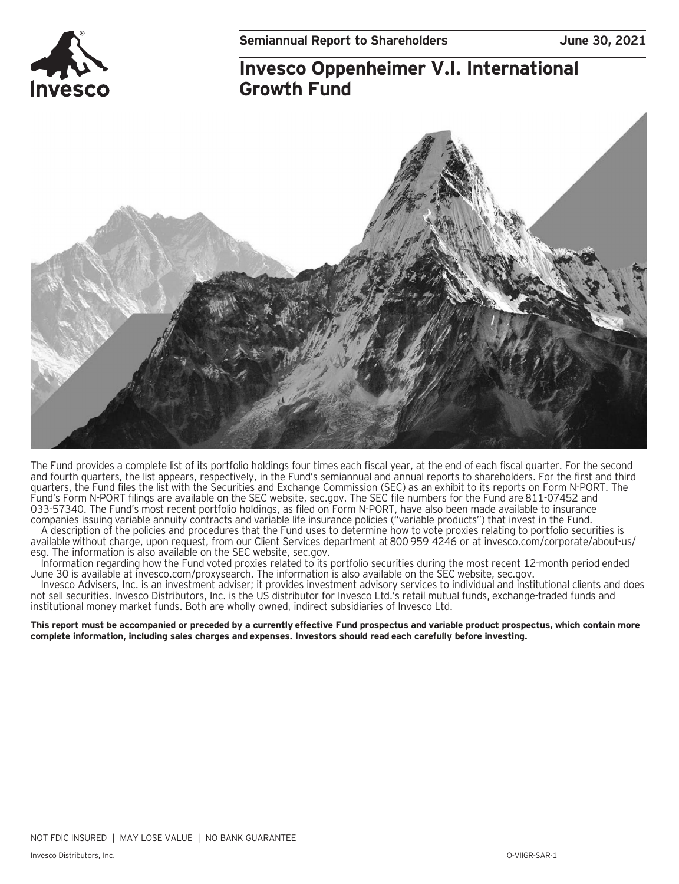Semiannual Report to Shareholders

June 30, 2021

# Invesco Oppenheimer V.I. International Growth Fund

The Fund provides a complete list of its portfolio holdings four times each fiscal year, at the end of each fiscal quarter. For the second and fourth quarters, the list appears, respectively, in the Fund's semiannual and annual reports to shareholders. For the first and third quarters, the Fund files the list with the Securities and Exchange Commission (SEC) as an exhibit to its reports on Form N-PORT. The Fund's Form N-PORT filings are available on the SEC website, sec.gov. The SEC file numbers for the Fund are 811-07452 and 033-57340. The Fund's most recent portfolio holdings, as filed on Form N-PORT, have also been made available to insurance companies issuing variable annuity contracts and variable life insurance policies ("variable products") that invest in the Fund.

A description of the policies and procedures that the Fund uses to determine how to vote proxies relating to portfolio securities is available without charge, upon request, from our Client Services department at 800 959 4246 or at invesco.com/corporate/about-us/esg. The information is also available on the SEC website, sec.gov.

Information regarding how the Fund voted proxies related to its portfolio securities during the most recent 12-month period ended June 30 is available at invesco.com/proxysearch. The information is also available on the SEC website, sec.gov.

Invesco Advisers, Inc. is an investment adviser; it provides investment advisory services to individual and institutional clients and does not sell securities. Invesco Distributors, Inc. is the US distributor for Invesco Ltd.'s retail mutual funds, exchange-traded funds and institutional money market funds. Both are wholly owned, indirect subsidiaries of Invesco Ltd.

**This report must be accompanied or preceded by a currently effective Fund prospectus and variable product prospectus, which contain more complete information, including sales charges and expenses. Investors should read each carefully before investing.**

NOT FDIC INSURED | MAY LOSE VALUE | NO BANK GUARANTEE

Invesco Distributors, Inc.

O-VIIGR-SAR-1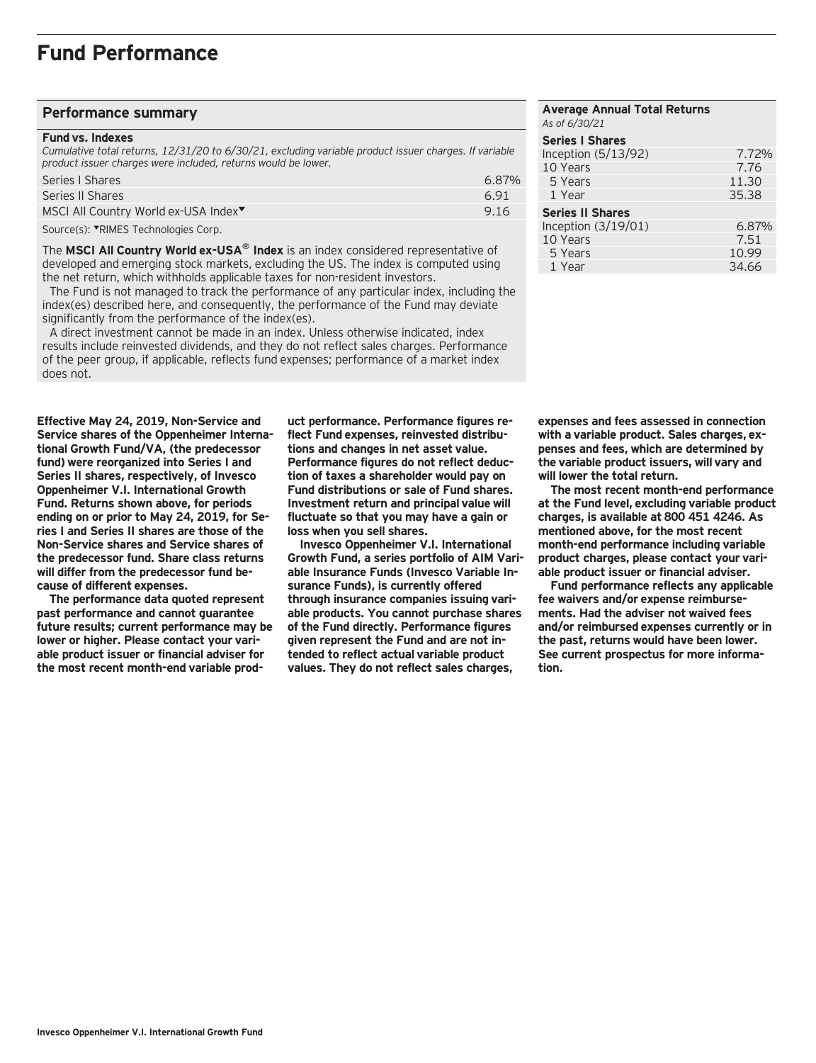# Fund Performance

## Performance summary

**Fund vs. Indexes**

*Cumulative total returns, 12/31/20 to 6/30/21, excluding variable product issuer charges. If variable product issuer charges were included, returns would be lower.*

| | |
|---|---|
| Series I Shares | 6.87% |
| Series II Shares | 6.91 |
| MSCI All Country World ex-USA Index▼ | 9.16 |

Source(s): ▼RIMES Technologies Corp.

The **MSCI All Country World ex-USA® Index** is an index considered representative of developed and emerging stock markets, excluding the US. The index is computed using the net return, which withholds applicable taxes for non-resident investors.

The Fund is not managed to track the performance of any particular index, including the index(es) described here, and consequently, the performance of the Fund may deviate significantly from the performance of the index(es).

A direct investment cannot be made in an index. Unless otherwise indicated, index results include reinvested dividends, and they do not reflect sales charges. Performance of the peer group, if applicable, reflects fund expenses; performance of a market index does not.

**Average Annual Total Returns**

*As of 6/30/21*

| | |
|---|---|
| **Series I Shares** | |
| Inception (5/13/92) | 7.72% |
| 10 Years | 7.76 |
| 5 Years | 11.30 |
| 1 Year | 35.38 |
| **Series II Shares** | |
| Inception (3/19/01) | 6.87% |
| 10 Years | 7.51 |
| 5 Years | 10.99 |
| 1 Year | 34.66 |

**Effective May 24, 2019, Non-Service and Service shares of the Oppenheimer International Growth Fund/VA, (the predecessor fund) were reorganized into Series I and Series II shares, respectively, of Invesco Oppenheimer V.I. International Growth Fund. Returns shown above, for periods ending on or prior to May 24, 2019, for Series I and Series II shares are those of the Non-Service shares and Service shares of the predecessor fund. Share class returns will differ from the predecessor fund because of different expenses.**

**The performance data quoted represent past performance and cannot guarantee future results; current performance may be lower or higher. Please contact your variable product issuer or financial adviser for the most recent month-end variable product performance. Performance figures reflect Fund expenses, reinvested distributions and changes in net asset value. Performance figures do not reflect deduction of taxes a shareholder would pay on Fund distributions or sale of Fund shares. Investment return and principal value will fluctuate so that you may have a gain or loss when you sell shares.**

**Invesco Oppenheimer V.I. International Growth Fund, a series portfolio of AIM Variable Insurance Funds (Invesco Variable Insurance Funds), is currently offered through insurance companies issuing variable products. You cannot purchase shares of the Fund directly. Performance figures given represent the Fund and are not intended to reflect actual variable product values. They do not reflect sales charges, expenses and fees assessed in connection with a variable product. Sales charges, expenses and fees, which are determined by the variable product issuers, will vary and will lower the total return.**

**The most recent month-end performance at the Fund level, excluding variable product charges, is available at 800 451 4246. As mentioned above, for the most recent month-end performance including variable product charges, please contact your variable product issuer or financial adviser.**

**Fund performance reflects any applicable fee waivers and/or expense reimbursements. Had the adviser not waived fees and/or reimbursed expenses currently or in the past, returns would have been lower. See current prospectus for more information.**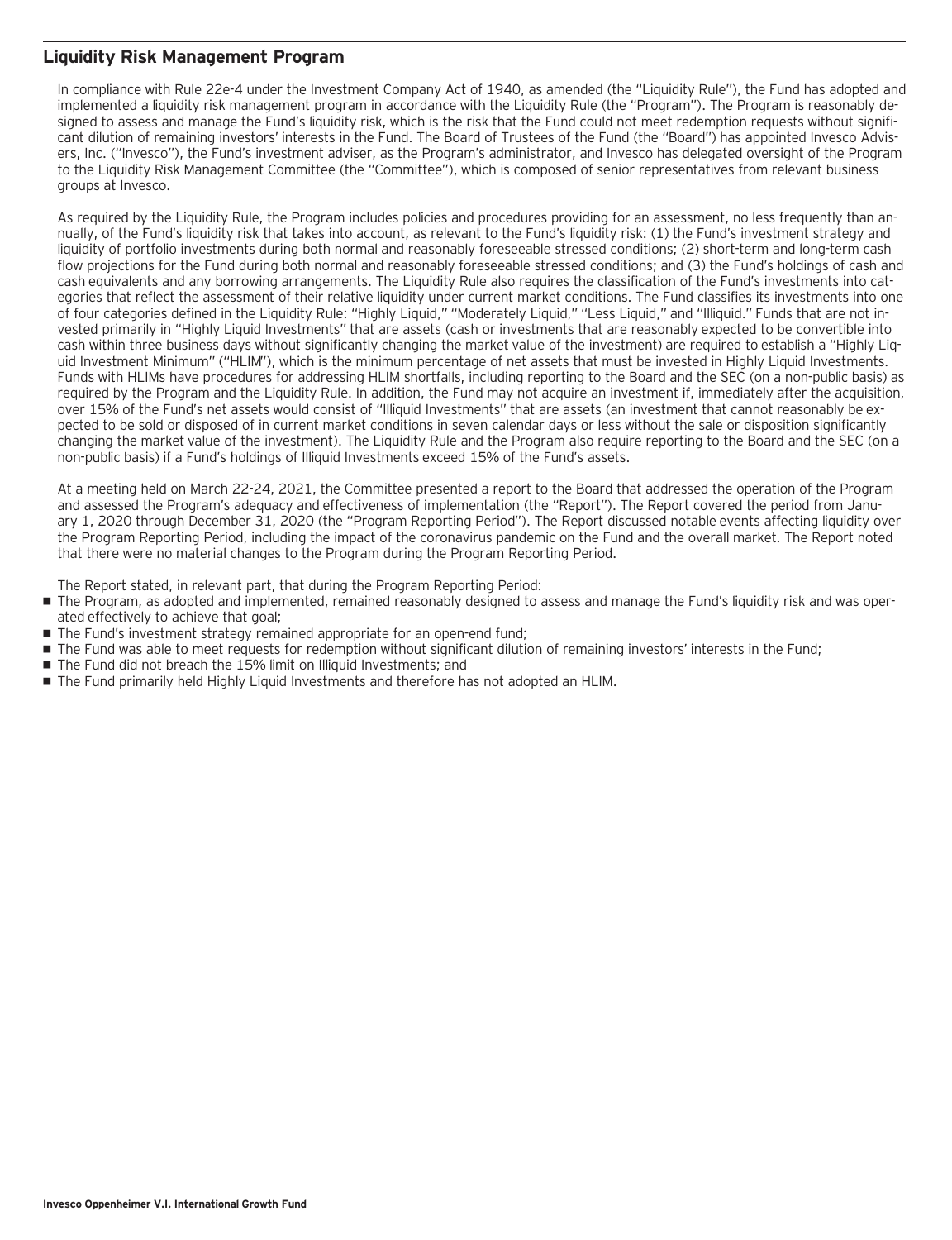## Liquidity Risk Management Program

In compliance with Rule 22e-4 under the Investment Company Act of 1940, as amended (the "Liquidity Rule"), the Fund has adopted and implemented a liquidity risk management program in accordance with the Liquidity Rule (the "Program"). The Program is reasonably designed to assess and manage the Fund's liquidity risk, which is the risk that the Fund could not meet redemption requests without significant dilution of remaining investors' interests in the Fund. The Board of Trustees of the Fund (the "Board") has appointed Invesco Advisers, Inc. ("Invesco"), the Fund's investment adviser, as the Program's administrator, and Invesco has delegated oversight of the Program to the Liquidity Risk Management Committee (the "Committee"), which is composed of senior representatives from relevant business groups at Invesco.

As required by the Liquidity Rule, the Program includes policies and procedures providing for an assessment, no less frequently than annually, of the Fund's liquidity risk that takes into account, as relevant to the Fund's liquidity risk: (1) the Fund's investment strategy and liquidity of portfolio investments during both normal and reasonably foreseeable stressed conditions; (2) short-term and long-term cash flow projections for the Fund during both normal and reasonably foreseeable stressed conditions; and (3) the Fund's holdings of cash and cash equivalents and any borrowing arrangements. The Liquidity Rule also requires the classification of the Fund's investments into categories that reflect the assessment of their relative liquidity under current market conditions. The Fund classifies its investments into one of four categories defined in the Liquidity Rule: "Highly Liquid," "Moderately Liquid," "Less Liquid," and "Illiquid." Funds that are not invested primarily in "Highly Liquid Investments" that are assets (cash or investments that are reasonably expected to be convertible into cash within three business days without significantly changing the market value of the investment) are required to establish a "Highly Liquid Investment Minimum" ("HLIM"), which is the minimum percentage of net assets that must be invested in Highly Liquid Investments. Funds with HLIMs have procedures for addressing HLIM shortfalls, including reporting to the Board and the SEC (on a non-public basis) as required by the Program and the Liquidity Rule. In addition, the Fund may not acquire an investment if, immediately after the acquisition, over 15% of the Fund's net assets would consist of "Illiquid Investments" that are assets (an investment that cannot reasonably be expected to be sold or disposed of in current market conditions in seven calendar days or less without the sale or disposition significantly changing the market value of the investment). The Liquidity Rule and the Program also require reporting to the Board and the SEC (on a non-public basis) if a Fund's holdings of Illiquid Investments exceed 15% of the Fund's assets.

At a meeting held on March 22-24, 2021, the Committee presented a report to the Board that addressed the operation of the Program and assessed the Program's adequacy and effectiveness of implementation (the "Report"). The Report covered the period from January 1, 2020 through December 31, 2020 (the "Program Reporting Period"). The Report discussed notable events affecting liquidity over the Program Reporting Period, including the impact of the coronavirus pandemic on the Fund and the overall market. The Report noted that there were no material changes to the Program during the Program Reporting Period.

The Report stated, in relevant part, that during the Program Reporting Period:

- The Program, as adopted and implemented, remained reasonably designed to assess and manage the Fund's liquidity risk and was operated effectively to achieve that goal;
- The Fund's investment strategy remained appropriate for an open-end fund;
- The Fund was able to meet requests for redemption without significant dilution of remaining investors' interests in the Fund;
- The Fund did not breach the 15% limit on Illiquid Investments; and
- The Fund primarily held Highly Liquid Investments and therefore has not adopted an HLIM.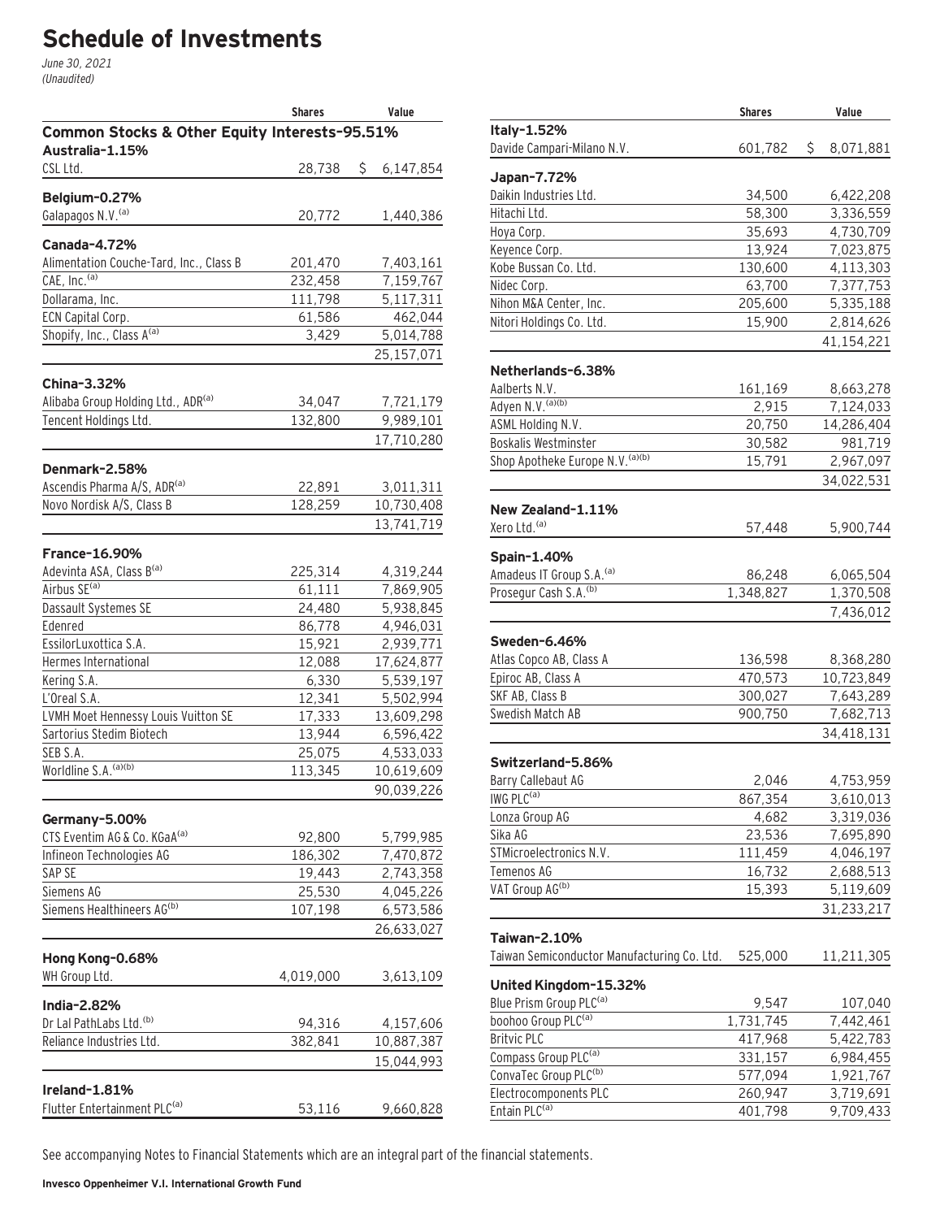# Schedule of Investments

*June 30, 2021*
*(Unaudited)*

| | Shares | Value |
|---|---|---|
| **Common Stocks & Other Equity Interests-95.51%** | | |
| **Australia-1.15%** | | |
| CSL Ltd. | 28,738 | $ 6,147,854 |
| **Belgium-0.27%** | | |
| Galapagos N.V.[(a)] | 20,772 | 1,440,386 |
| **Canada-4.72%** | | |
| Alimentation Couche-Tard, Inc., Class B | 201,470 | 7,403,161 |
| CAE, Inc.[(a)] | 232,458 | 7,159,767 |
| Dollarama, Inc. | 111,798 | 5,117,311 |
| ECN Capital Corp. | 61,586 | 462,044 |
| Shopify, Inc., Class A[(a)] | 3,429 | 5,014,788 |
| | | 25,157,071 |
| **China-3.32%** | | |
| Alibaba Group Holding Ltd., ADR[(a)] | 34,047 | 7,721,179 |
| Tencent Holdings Ltd. | 132,800 | 9,989,101 |
| | | 17,710,280 |
| **Denmark-2.58%** | | |
| Ascendis Pharma A/S, ADR[(a)] | 22,891 | 3,011,311 |
| Novo Nordisk A/S, Class B | 128,259 | 10,730,408 |
| | | 13,741,719 |
| **France-16.90%** | | |
| Adevinta ASA, Class B[(a)] | 225,314 | 4,319,244 |
| Airbus SE[(a)] | 61,111 | 7,869,905 |
| Dassault Systemes SE | 24,480 | 5,938,845 |
| Edenred | 86,778 | 4,946,031 |
| EssilorLuxottica S.A. | 15,921 | 2,939,771 |
| Hermes International | 12,088 | 17,624,877 |
| Kering S.A. | 6,330 | 5,539,197 |
| L'Oreal S.A. | 12,341 | 5,502,994 |
| LVMH Moet Hennessy Louis Vuitton SE | 17,333 | 13,609,298 |
| Sartorius Stedim Biotech | 13,944 | 6,596,422 |
| SEB S.A. | 25,075 | 4,533,033 |
| Worldline S.A.[(a)(b)] | 113,345 | 10,619,609 |
| | | 90,039,226 |
| **Germany-5.00%** | | |
| CTS Eventim AG & Co. KGaA[(a)] | 92,800 | 5,799,985 |
| Infineon Technologies AG | 186,302 | 7,470,872 |
| SAP SE | 19,443 | 2,743,358 |
| Siemens AG | 25,530 | 4,045,226 |
| Siemens Healthineers AG[(b)] | 107,198 | 6,573,586 |
| | | 26,633,027 |
| **Hong Kong-0.68%** | | |
| WH Group Ltd. | 4,019,000 | 3,613,109 |
| **India-2.82%** | | |
| Dr Lal PathLabs Ltd.[(b)] | 94,316 | 4,157,606 |
| Reliance Industries Ltd. | 382,841 | 10,887,387 |
| | | 15,044,993 |
| **Ireland-1.81%** | | |
| Flutter Entertainment PLC[(a)] | 53,116 | 9,660,828 |
| **Italy-1.52%** | | |
| Davide Campari-Milano N.V. | 601,782 | $ 8,071,881 |
| **Japan-7.72%** | | |
| Daikin Industries Ltd. | 34,500 | 6,422,208 |
| Hitachi Ltd. | 58,300 | 3,336,559 |
| Hoya Corp. | 35,693 | 4,730,709 |
| Keyence Corp. | 13,924 | 7,023,875 |
| Kobe Bussan Co. Ltd. | 130,600 | 4,113,303 |
| Nidec Corp. | 63,700 | 7,377,753 |
| Nihon M&A Center, Inc. | 205,600 | 5,335,188 |
| Nitori Holdings Co. Ltd. | 15,900 | 2,814,626 |
| | | 41,154,221 |
| **Netherlands-6.38%** | | |
| Aalberts N.V. | 161,169 | 8,663,278 |
| Adyen N.V.[(a)(b)] | 2,915 | 7,124,033 |
| ASML Holding N.V. | 20,750 | 14,286,404 |
| Boskalis Westminster | 30,582 | 981,719 |
| Shop Apotheke Europe N.V.[(a)(b)] | 15,791 | 2,967,097 |
| | | 34,022,531 |
| **New Zealand-1.11%** | | |
| Xero Ltd.[(a)] | 57,448 | 5,900,744 |
| **Spain-1.40%** | | |
| Amadeus IT Group S.A.[(a)] | 86,248 | 6,065,504 |
| Prosegur Cash S.A.[(b)] | 1,348,827 | 1,370,508 |
| | | 7,436,012 |
| **Sweden-6.46%** | | |
| Atlas Copco AB, Class A | 136,598 | 8,368,280 |
| Epiroc AB, Class A | 470,573 | 10,723,849 |
| SKF AB, Class B | 300,027 | 7,643,289 |
| Swedish Match AB | 900,750 | 7,682,713 |
| | | 34,418,131 |
| **Switzerland-5.86%** | | |
| Barry Callebaut AG | 2,046 | 4,753,959 |
| IWG PLC[(a)] | 867,354 | 3,610,013 |
| Lonza Group AG | 4,682 | 3,319,036 |
| Sika AG | 23,536 | 7,695,890 |
| STMicroelectronics N.V. | 111,459 | 4,046,197 |
| Temenos AG | 16,732 | 2,688,513 |
| VAT Group AG[(b)] | 15,393 | 5,119,609 |
| | | 31,233,217 |
| **Taiwan-2.10%** | | |
| Taiwan Semiconductor Manufacturing Co. Ltd. | 525,000 | 11,211,305 |
| **United Kingdom-15.32%** | | |
| Blue Prism Group PLC[(a)] | 9,547 | 107,040 |
| boohoo Group PLC[(a)] | 1,731,745 | 7,442,461 |
| Britvic PLC | 417,968 | 5,422,783 |
| Compass Group PLC[(a)] | 331,157 | 6,984,455 |
| ConvaTec Group PLC[(b)] | 577,094 | 1,921,767 |
| Electrocomponents PLC | 260,947 | 3,719,691 |
| Entain PLC[(a)] | 401,798 | 9,709,433 |

See accompanying Notes to Financial Statements which are an integral part of the financial statements.

**Invesco Oppenheimer V.I. International Growth Fund**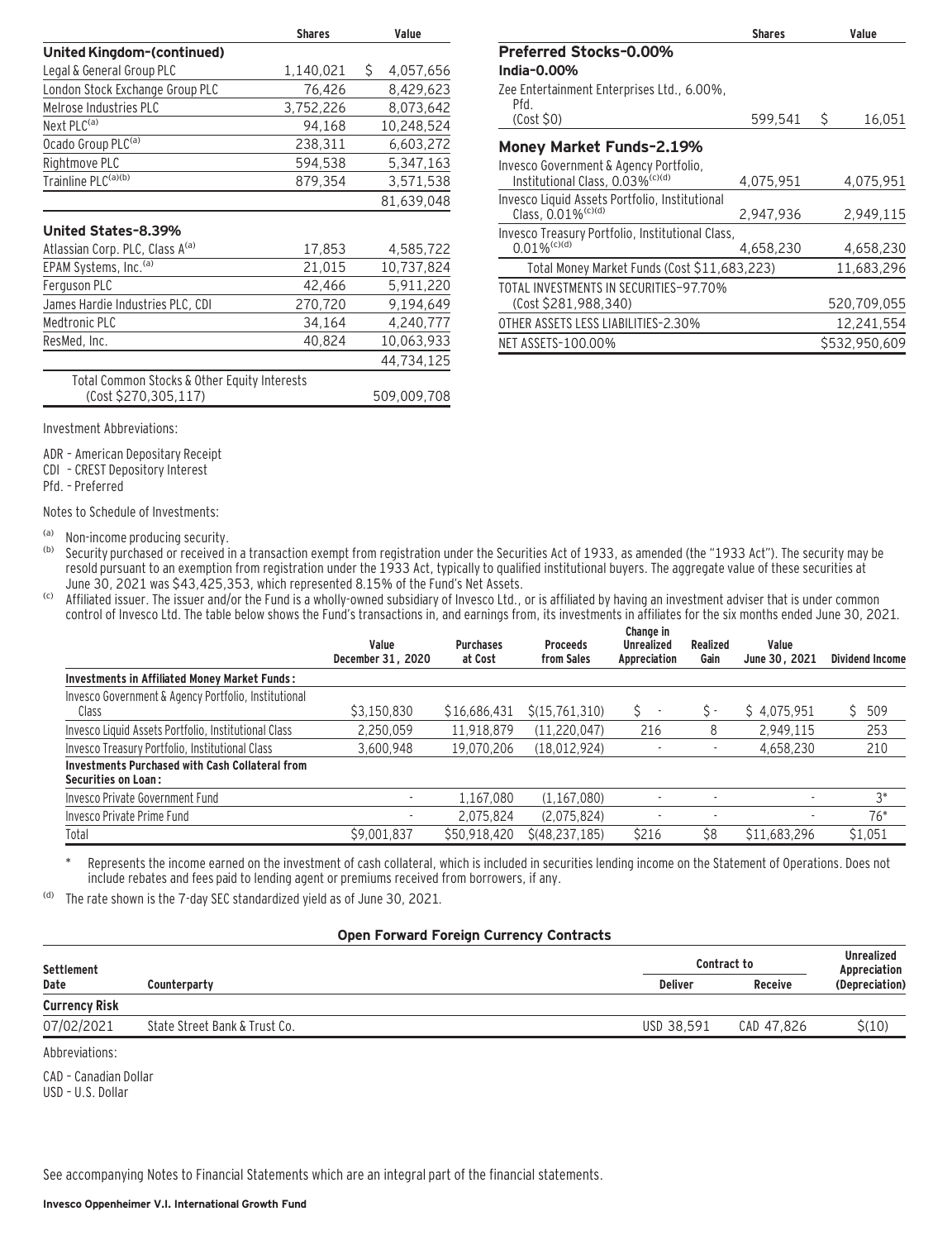| | Shares | Value |
|---|---|---|
| **United Kingdom–(continued)** | | |
| Legal & General Group PLC | 1,140,021 | $ 4,057,656 |
| London Stock Exchange Group PLC | 76,426 | 8,429,623 |
| Melrose Industries PLC | 3,752,226 | 8,073,642 |
| Next PLC[(a)] | 94,168 | 10,248,524 |
| Ocado Group PLC[(a)] | 238,311 | 6,603,272 |
| Rightmove PLC | 594,538 | 5,347,163 |
| Trainline PLC[(a)(b)] | 879,354 | 3,571,538 |
| | | 81,639,048 |
| **United States–8.39%** | | |
| Atlassian Corp. PLC, Class A[(a)] | 17,853 | 4,585,722 |
| EPAM Systems, Inc.[(a)] | 21,015 | 10,737,824 |
| Ferguson PLC | 42,466 | 5,911,220 |
| James Hardie Industries PLC, CDI | 270,720 | 9,194,649 |
| Medtronic PLC | 34,164 | 4,240,777 |
| ResMed, Inc. | 40,824 | 10,063,933 |
| | | 44,734,125 |
| Total Common Stocks & Other Equity Interests (Cost $270,305,117) | | 509,009,708 |
| **Preferred Stocks–0.00%** | | |
| **India–0.00%** | | |
| Zee Entertainment Enterprises Ltd., 6.00%, Pfd. (Cost $0) | 599,541 | $ 16,051 |
| **Money Market Funds–2.19%** | | |
| Invesco Government & Agency Portfolio, Institutional Class, 0.03%[(c)(d)] | 4,075,951 | 4,075,951 |
| Invesco Liquid Assets Portfolio, Institutional Class, 0.01%[(c)(d)] | 2,947,936 | 2,949,115 |
| Invesco Treasury Portfolio, Institutional Class, 0.01%[(c)(d)] | 4,658,230 | 4,658,230 |
| Total Money Market Funds (Cost $11,683,223) | | 11,683,296 |
| TOTAL INVESTMENTS IN SECURITIES–97.70% (Cost $281,988,340) | | 520,709,055 |
| OTHER ASSETS LESS LIABILITIES–2.30% | | 12,241,554 |
| NET ASSETS–100.00% | | $532,950,609 |

Investment Abbreviations:

ADR – American Depositary Receipt
CDI – CREST Depository Interest
Pfd. – Preferred

Notes to Schedule of Investments:

(a) Non-income producing security.

(b) Security purchased or received in a transaction exempt from registration under the Securities Act of 1933, as amended (the "1933 Act"). The security may be resold pursuant to an exemption from registration under the 1933 Act, typically to qualified institutional buyers. The aggregate value of these securities at June 30, 2021 was $43,425,353, which represented 8.15% of the Fund's Net Assets.

(c) Affiliated issuer. The issuer and/or the Fund is a wholly-owned subsidiary of Invesco Ltd., or is affiliated by having an investment adviser that is under common control of Invesco Ltd. The table below shows the Fund's transactions in, and earnings from, its investments in affiliates for the six months ended June 30, 2021.

| | Value December 31, 2020 | Purchases at Cost | Proceeds from Sales | Change in Unrealized Appreciation | Realized Gain | Value June 30, 2021 | Dividend Income |
|---|---|---|---|---|---|---|---|
| **Investments in Affiliated Money Market Funds:** | | | | | | | |
| Invesco Government & Agency Portfolio, Institutional Class | $3,150,830 | $16,686,431 | $(15,761,310) | $ - | $ - | $ 4,075,951 | $ 509 |
| Invesco Liquid Assets Portfolio, Institutional Class | 2,250,059 | 11,918,879 | (11,220,047) | 216 | 8 | 2,949,115 | 253 |
| Invesco Treasury Portfolio, Institutional Class | 3,600,948 | 19,070,206 | (18,012,924) | - | - | 4,658,230 | 210 |
| **Investments Purchased with Cash Collateral from Securities on Loan:** | | | | | | | |
| Invesco Private Government Fund | - | 1,167,080 | (1,167,080) | - | - | - | 3* |
| Invesco Private Prime Fund | - | 2,075,824 | (2,075,824) | - | - | - | 76* |
| Total | $9,001,837 | $50,918,420 | $(48,237,185) | $216 | $8 | $11,683,296 | $1,051 |

\* Represents the income earned on the investment of cash collateral, which is included in securities lending income on the Statement of Operations. Does not include rebates and fees paid to lending agent or premiums received from borrowers, if any.

(d) The rate shown is the 7-day SEC standardized yield as of June 30, 2021.

**Open Forward Foreign Currency Contracts**

| Settlement Date | Counterparty | Contract to | | Unrealized Appreciation (Depreciation) |
|---|---|---|---|---|
| | | Deliver | Receive | |
| **Currency Risk** | | | | |
| 07/02/2021 | State Street Bank & Trust Co. | USD 38,591 | CAD 47,826 | $(10) |

Abbreviations:

CAD – Canadian Dollar
USD – U.S. Dollar

See accompanying Notes to Financial Statements which are an integral part of the financial statements.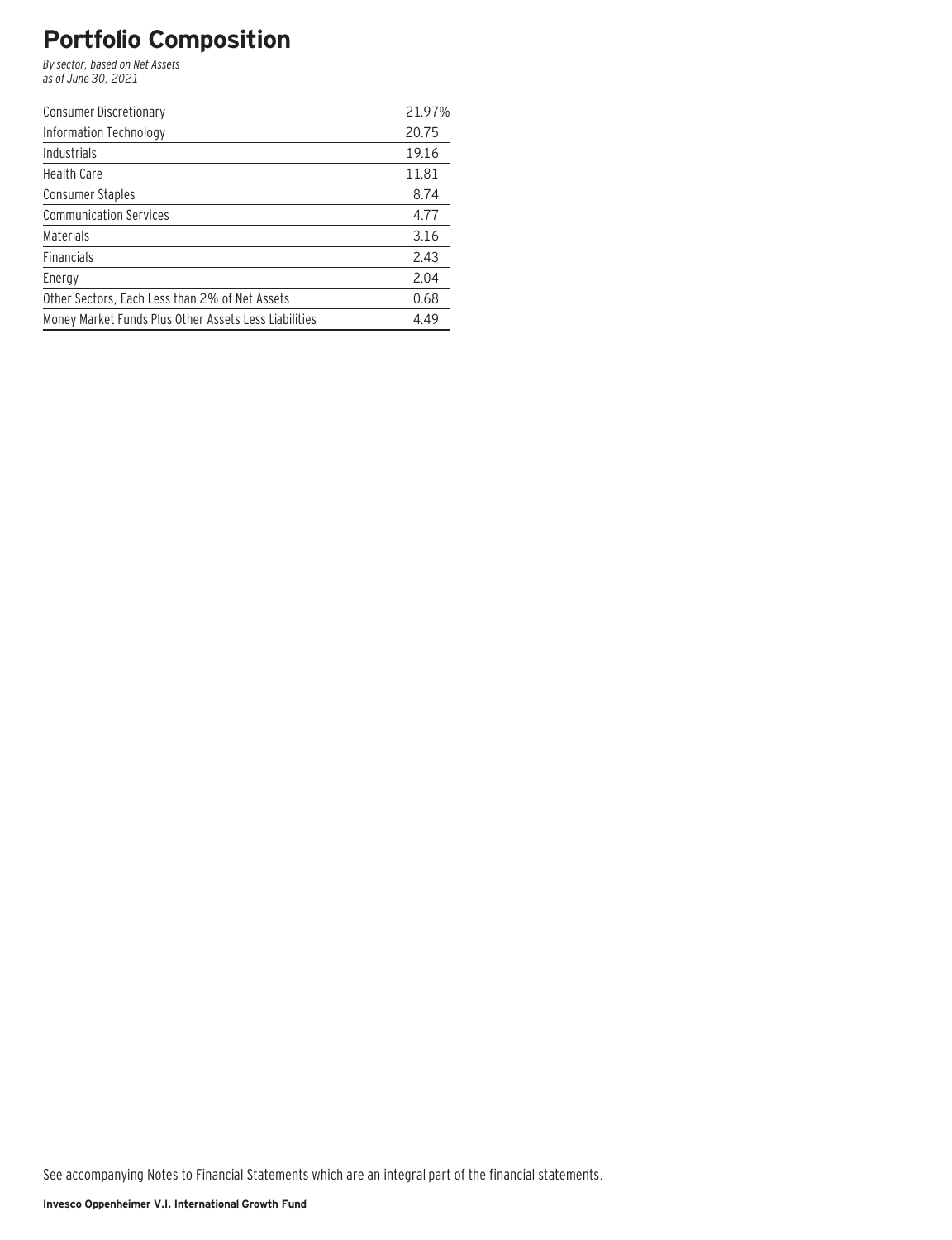# Portfolio Composition

*By sector, based on Net Assets*
*as of June 30, 2021*

| | |
|---|---|
| Consumer Discretionary | 21.97% |
| Information Technology | 20.75 |
| Industrials | 19.16 |
| Health Care | 11.81 |
| Consumer Staples | 8.74 |
| Communication Services | 4.77 |
| Materials | 3.16 |
| Financials | 2.43 |
| Energy | 2.04 |
| Other Sectors, Each Less than 2% of Net Assets | 0.68 |
| Money Market Funds Plus Other Assets Less Liabilities | 4.49 |

See accompanying Notes to Financial Statements which are an integral part of the financial statements.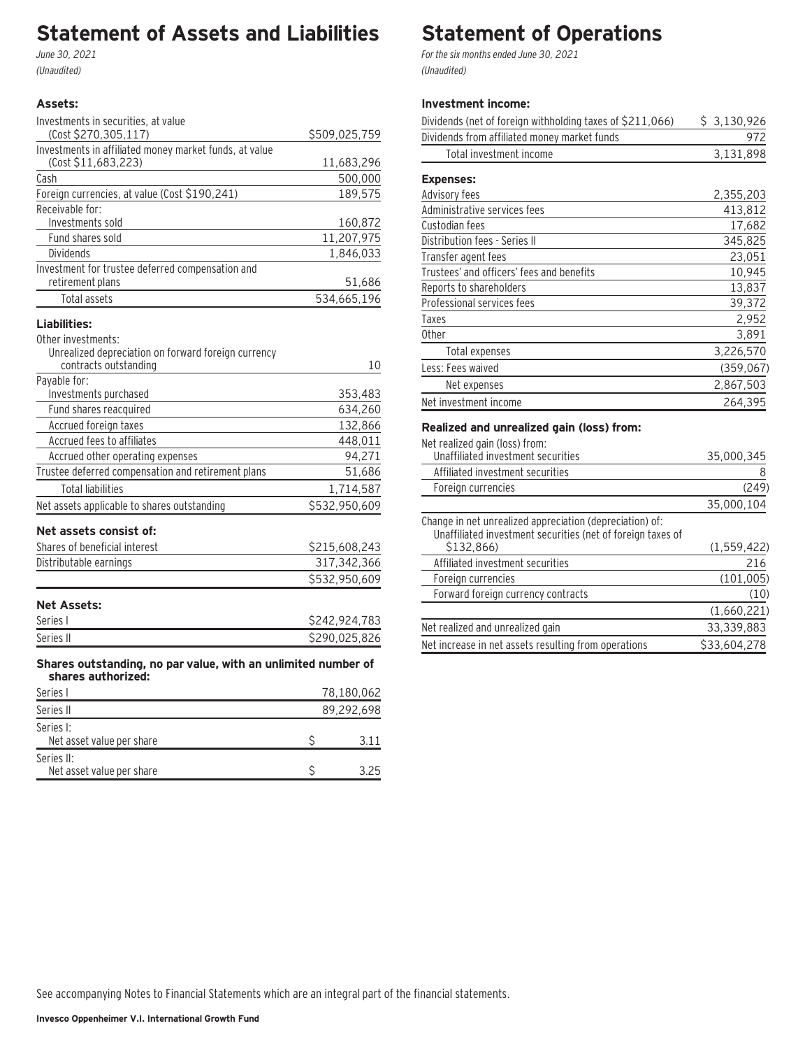# Statement of Assets and Liabilities

*June 30, 2021*

*(Unaudited)*

| | |
|---|---|
| **Assets:** | |
| Investments in securities, at value (Cost $270,305,117) | $509,025,759 |
| Investments in affiliated money market funds, at value (Cost $11,683,223) | 11,683,296 |
| Cash | 500,000 |
| Foreign currencies, at value (Cost $190,241) | 189,575 |
| Receivable for: | |
| Investments sold | 160,872 |
| Fund shares sold | 11,207,975 |
| Dividends | 1,846,033 |
| Investment for trustee deferred compensation and retirement plans | 51,686 |
| Total assets | 534,665,196 |
| **Liabilities:** | |
| Other investments: | |
| Unrealized depreciation on forward foreign currency contracts outstanding | 10 |
| Payable for: | |
| Investments purchased | 353,483 |
| Fund shares reacquired | 634,260 |
| Accrued foreign taxes | 132,866 |
| Accrued fees to affiliates | 448,011 |
| Accrued other operating expenses | 94,271 |
| Trustee deferred compensation and retirement plans | 51,686 |
| Total liabilities | 1,714,587 |
| Net assets applicable to shares outstanding | $532,950,609 |
| **Net assets consist of:** | |
| Shares of beneficial interest | $215,608,243 |
| Distributable earnings | 317,342,366 |
| | $532,950,609 |
| **Net Assets:** | |
| Series I | $242,924,783 |
| Series II | $290,025,826 |
| **Shares outstanding, no par value, with an unlimited number of shares authorized:** | |
| Series I | 78,180,062 |
| Series II | 89,292,698 |
| Series I: Net asset value per share | $ 3.11 |
| Series II: Net asset value per share | $ 3.25 |

# Statement of Operations

*For the six months ended June 30, 2021*

*(Unaudited)*

| | |
|---|---|
| **Investment income:** | |
| Dividends (net of foreign withholding taxes of $211,066) | $ 3,130,926 |
| Dividends from affiliated money market funds | 972 |
| Total investment income | 3,131,898 |
| **Expenses:** | |
| Advisory fees | 2,355,203 |
| Administrative services fees | 413,812 |
| Custodian fees | 17,682 |
| Distribution fees - Series II | 345,825 |
| Transfer agent fees | 23,051 |
| Trustees' and officers' fees and benefits | 10,945 |
| Reports to shareholders | 13,837 |
| Professional services fees | 39,372 |
| Taxes | 2,952 |
| Other | 3,891 |
| Total expenses | 3,226,570 |
| Less: Fees waived | (359,067) |
| Net expenses | 2,867,503 |
| Net investment income | 264,395 |
| **Realized and unrealized gain (loss) from:** | |
| Net realized gain (loss) from: | |
| Unaffiliated investment securities | 35,000,345 |
| Affiliated investment securities | 8 |
| Foreign currencies | (249) |
| | 35,000,104 |
| Change in net unrealized appreciation (depreciation) of: | |
| Unaffiliated investment securities (net of foreign taxes of $132,866) | (1,559,422) |
| Affiliated investment securities | 216 |
| Foreign currencies | (101,005) |
| Forward foreign currency contracts | (10) |
| | (1,660,221) |
| Net realized and unrealized gain | 33,339,883 |
| Net increase in net assets resulting from operations | $33,604,278 |

See accompanying Notes to Financial Statements which are an integral part of the financial statements.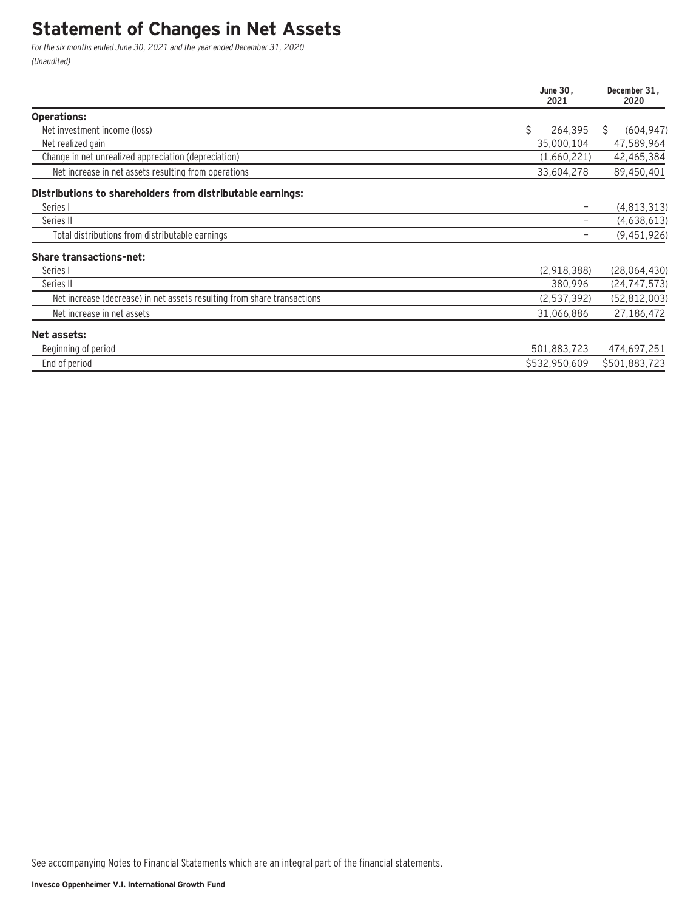# Statement of Changes in Net Assets

*For the six months ended June 30, 2021 and the year ended December 31, 2020*
*(Unaudited)*

| | June 30, 2021 | December 31, 2020 |
|---|---|---|
| **Operations:** | | |
| Net investment income (loss) | $ 264,395 | $ (604,947) |
| Net realized gain | 35,000,104 | 47,589,964 |
| Change in net unrealized appreciation (depreciation) | (1,660,221) | 42,465,384 |
| Net increase in net assets resulting from operations | 33,604,278 | 89,450,401 |
| **Distributions to shareholders from distributable earnings:** | | |
| Series I | – | (4,813,313) |
| Series II | – | (4,638,613) |
| Total distributions from distributable earnings | – | (9,451,926) |
| **Share transactions-net:** | | |
| Series I | (2,918,388) | (28,064,430) |
| Series II | 380,996 | (24,747,573) |
| Net increase (decrease) in net assets resulting from share transactions | (2,537,392) | (52,812,003) |
| Net increase in net assets | 31,066,886 | 27,186,472 |
| **Net assets:** | | |
| Beginning of period | 501,883,723 | 474,697,251 |
| End of period | $532,950,609 | $501,883,723 |

See accompanying Notes to Financial Statements which are an integral part of the financial statements.

**Invesco Oppenheimer V.I. International Growth Fund**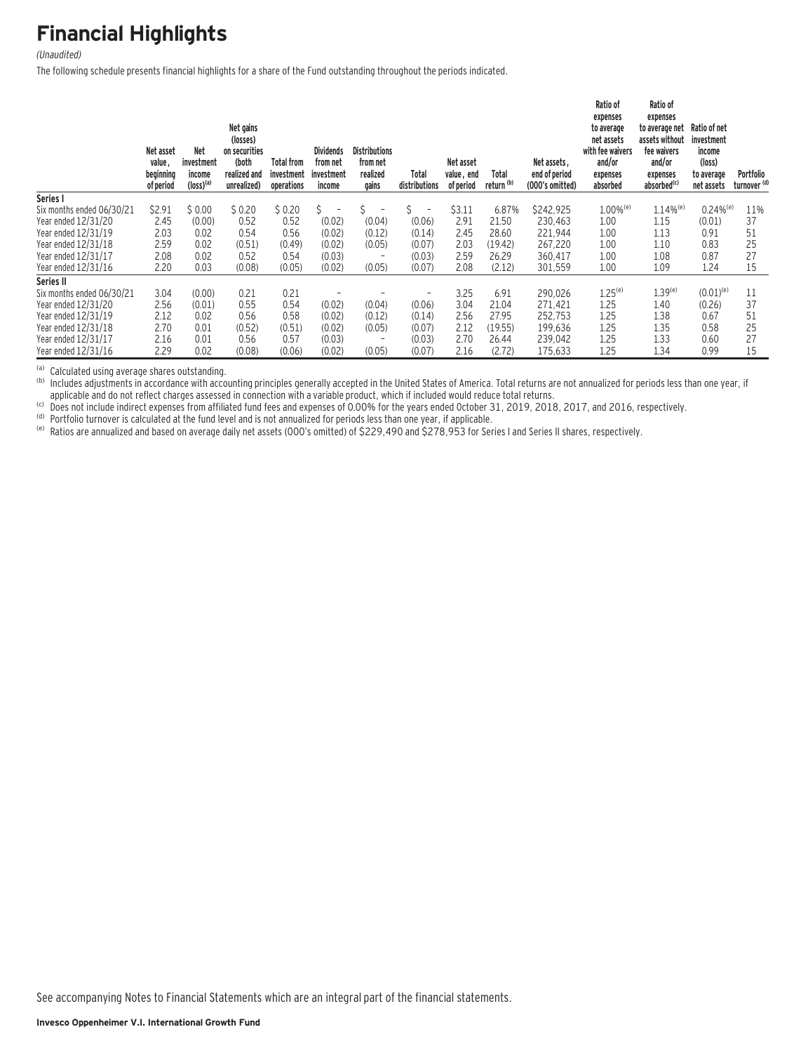# Financial Highlights

*(Unaudited)*

The following schedule presents financial highlights for a share of the Fund outstanding throughout the periods indicated.

| | Net asset value, beginning of period | Net investment income (loss)[a] | Net gains (losses) on securities (both realized and unrealized) | Total from investment operations | Dividends from net investment income | Distributions from net realized gains | Total distributions | Net asset value, end of period | Total return [b] | Net assets, end of period (000's omitted) | Ratio of expenses to average net assets with fee waivers and/or expenses absorbed | Ratio of expenses to average net assets without fee waivers and/or expenses absorbed[c] | Ratio of net investment income (loss) to average net assets | Portfolio turnover [d] |
|---|---|---|---|---|---|---|---|---|---|---|---|---|---|---|
| **Series I** | | | | | | | | | | | | | | |
| Six months ended 06/30/21 | $2.91 | $ 0.00 | $ 0.20 | $ 0.20 | $ – | $ – | $ – | $3.11 | 6.87% | $242,925 | 1.00%[e] | 1.14%[e] | 0.24%[e] | 11% |
| Year ended 12/31/20 | 2.45 | (0.00) | 0.52 | 0.52 | (0.02) | (0.04) | (0.06) | 2.91 | 21.50 | 230,463 | 1.00 | 1.15 | (0.01) | 37 |
| Year ended 12/31/19 | 2.03 | 0.02 | 0.54 | 0.56 | (0.02) | (0.12) | (0.14) | 2.45 | 28.60 | 221,944 | 1.00 | 1.13 | 0.91 | 51 |
| Year ended 12/31/18 | 2.59 | 0.02 | (0.51) | (0.49) | (0.02) | (0.05) | (0.07) | 2.03 | (19.42) | 267,220 | 1.00 | 1.10 | 0.83 | 25 |
| Year ended 12/31/17 | 2.08 | 0.02 | 0.52 | 0.54 | (0.03) | – | (0.03) | 2.59 | 26.29 | 360,417 | 1.00 | 1.08 | 0.87 | 27 |
| Year ended 12/31/16 | 2.20 | 0.03 | (0.08) | (0.05) | (0.02) | (0.05) | (0.07) | 2.08 | (2.12) | 301,559 | 1.00 | 1.09 | 1.24 | 15 |
| **Series II** | | | | | | | | | | | | | | |
| Six months ended 06/30/21 | 3.04 | (0.00) | 0.21 | 0.21 | – | – | – | 3.25 | 6.91 | 290,026 | 1.25[e] | 1.39[e] | (0.01)[e] | 11 |
| Year ended 12/31/20 | 2.56 | (0.01) | 0.55 | 0.54 | (0.02) | (0.04) | (0.06) | 3.04 | 21.04 | 271,421 | 1.25 | 1.40 | (0.26) | 37 |
| Year ended 12/31/19 | 2.12 | 0.02 | 0.56 | 0.58 | (0.02) | (0.12) | (0.14) | 2.56 | 27.95 | 252,753 | 1.25 | 1.38 | 0.67 | 51 |
| Year ended 12/31/18 | 2.70 | 0.01 | (0.52) | (0.51) | (0.02) | (0.05) | (0.07) | 2.12 | (19.55) | 199,636 | 1.25 | 1.35 | 0.58 | 25 |
| Year ended 12/31/17 | 2.16 | 0.01 | 0.56 | 0.57 | (0.03) | – | (0.03) | 2.70 | 26.44 | 239,042 | 1.25 | 1.33 | 0.60 | 27 |
| Year ended 12/31/16 | 2.29 | 0.02 | (0.08) | (0.06) | (0.02) | (0.05) | (0.07) | 2.16 | (2.72) | 175,633 | 1.25 | 1.34 | 0.99 | 15 |

(a) Calculated using average shares outstanding.

(b) Includes adjustments in accordance with accounting principles generally accepted in the United States of America. Total returns are not annualized for periods less than one year, if applicable and do not reflect charges assessed in connection with a variable product, which if included would reduce total returns.

(c) Does not include indirect expenses from affiliated fund fees and expenses of 0.00% for the years ended October 31, 2019, 2018, 2017, and 2016, respectively.

(d) Portfolio turnover is calculated at the fund level and is not annualized for periods less than one year, if applicable.

(e) Ratios are annualized and based on average daily net assets (000's omitted) of $229,490 and $278,953 for Series I and Series II shares, respectively.

See accompanying Notes to Financial Statements which are an integral part of the financial statements.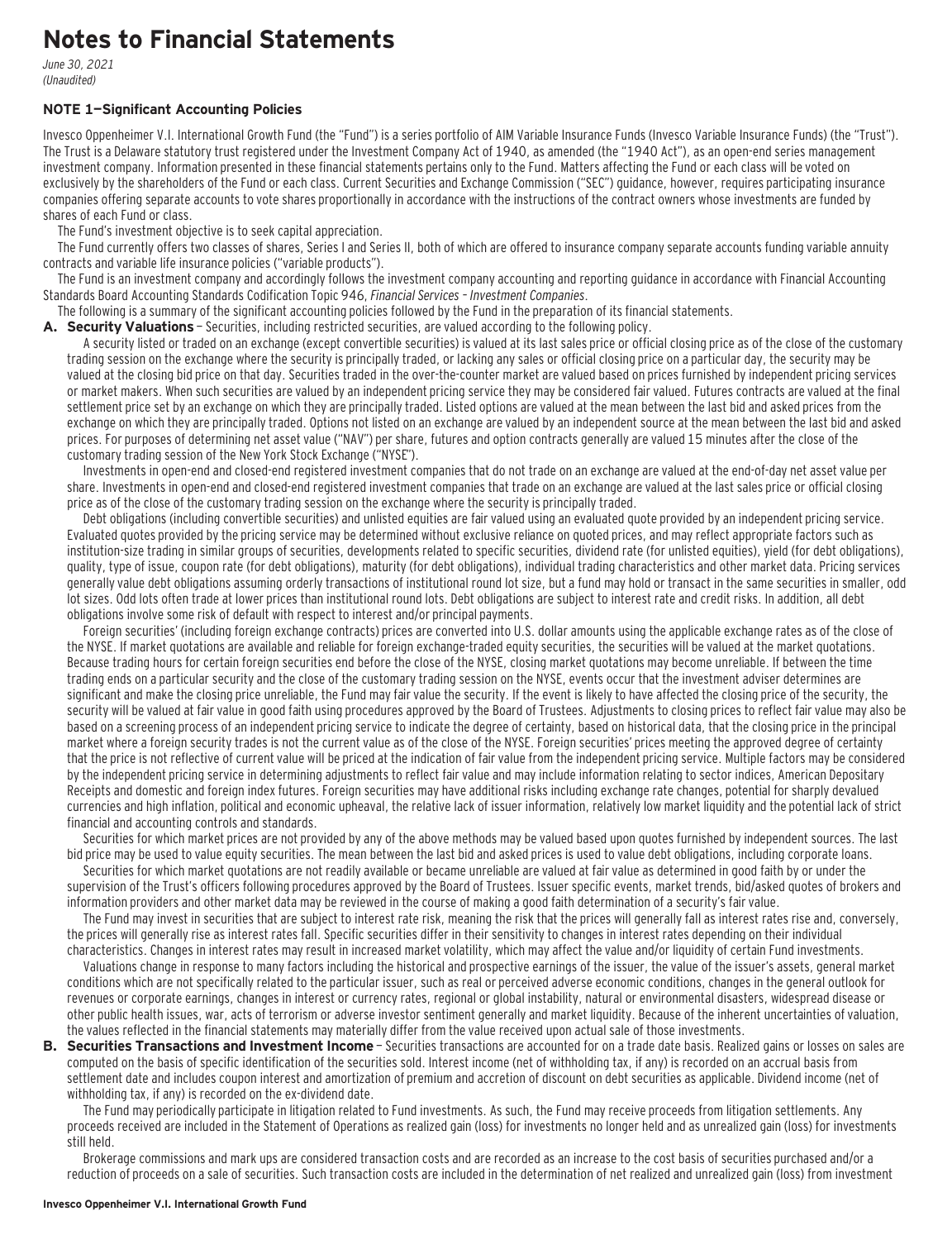# Notes to Financial Statements

*June 30, 2021*
*(Unaudited)*

### NOTE 1—Significant Accounting Policies

Invesco Oppenheimer V.I. International Growth Fund (the "Fund") is a series portfolio of AIM Variable Insurance Funds (Invesco Variable Insurance Funds) (the "Trust"). The Trust is a Delaware statutory trust registered under the Investment Company Act of 1940, as amended (the "1940 Act"), as an open-end series management investment company. Information presented in these financial statements pertains only to the Fund. Matters affecting the Fund or each class will be voted on exclusively by the shareholders of the Fund or each class. Current Securities and Exchange Commission ("SEC") guidance, however, requires participating insurance companies offering separate accounts to vote shares proportionally in accordance with the instructions of the contract owners whose investments are funded by shares of each Fund or class.

The Fund's investment objective is to seek capital appreciation.

The Fund currently offers two classes of shares, Series I and Series II, both of which are offered to insurance company separate accounts funding variable annuity contracts and variable life insurance policies ("variable products").

The Fund is an investment company and accordingly follows the investment company accounting and reporting guidance in accordance with Financial Accounting Standards Board Accounting Standards Codification Topic 946, *Financial Services – Investment Companies*.

The following is a summary of the significant accounting policies followed by the Fund in the preparation of its financial statements.

**A. Security Valuations** – Securities, including restricted securities, are valued according to the following policy.

A security listed or traded on an exchange (except convertible securities) is valued at its last sales price or official closing price as of the close of the customary trading session on the exchange where the security is principally traded, or lacking any sales or official closing price on a particular day, the security may be valued at the closing bid price on that day. Securities traded in the over-the-counter market are valued based on prices furnished by independent pricing services or market makers. When such securities are valued by an independent pricing service they may be considered fair valued. Futures contracts are valued at the final settlement price set by an exchange on which they are principally traded. Listed options are valued at the mean between the last bid and asked prices from the exchange on which they are principally traded. Options not listed on an exchange are valued by an independent source at the mean between the last bid and asked prices. For purposes of determining net asset value ("NAV") per share, futures and option contracts generally are valued 15 minutes after the close of the customary trading session of the New York Stock Exchange ("NYSE").

Investments in open-end and closed-end registered investment companies that do not trade on an exchange are valued at the end-of-day net asset value per share. Investments in open-end and closed-end registered investment companies that trade on an exchange are valued at the last sales price or official closing price as of the close of the customary trading session on the exchange where the security is principally traded.

Debt obligations (including convertible securities) and unlisted equities are fair valued using an evaluated quote provided by an independent pricing service. Evaluated quotes provided by the pricing service may be determined without exclusive reliance on quoted prices, and may reflect appropriate factors such as institution-size trading in similar groups of securities, developments related to specific securities, dividend rate (for unlisted equities), yield (for debt obligations), quality, type of issue, coupon rate (for debt obligations), maturity (for debt obligations), individual trading characteristics and other market data. Pricing services generally value debt obligations assuming orderly transactions of institutional round lot size, but a fund may hold or transact in the same securities in smaller, odd lot sizes. Odd lots often trade at lower prices than institutional round lots. Debt obligations are subject to interest rate and credit risks. In addition, all debt obligations involve some risk of default with respect to interest and/or principal payments.

Foreign securities' (including foreign exchange contracts) prices are converted into U.S. dollar amounts using the applicable exchange rates as of the close of the NYSE. If market quotations are available and reliable for foreign exchange-traded equity securities, the securities will be valued at the market quotations. Because trading hours for certain foreign securities end before the close of the NYSE, closing market quotations may become unreliable. If between the time trading ends on a particular security and the close of the customary trading session on the NYSE, events occur that the investment adviser determines are significant and make the closing price unreliable, the Fund may fair value the security. If the event is likely to have affected the closing price of the security, the security will be valued at fair value in good faith using procedures approved by the Board of Trustees. Adjustments to closing prices to reflect fair value may also be based on a screening process of an independent pricing service to indicate the degree of certainty, based on historical data, that the closing price in the principal market where a foreign security trades is not the current value as of the close of the NYSE. Foreign securities' prices meeting the approved degree of certainty that the price is not reflective of current value will be priced at the indication of fair value from the independent pricing service. Multiple factors may be considered by the independent pricing service in determining adjustments to reflect fair value and may include information relating to sector indices, American Depositary Receipts and domestic and foreign index futures. Foreign securities may have additional risks including exchange rate changes, potential for sharply devalued currencies and high inflation, political and economic upheaval, the relative lack of issuer information, relatively low market liquidity and the potential lack of strict financial and accounting controls and standards.

Securities for which market prices are not provided by any of the above methods may be valued based upon quotes furnished by independent sources. The last bid price may be used to value equity securities. The mean between the last bid and asked prices is used to value debt obligations, including corporate loans.

Securities for which market quotations are not readily available or became unreliable are valued at fair value as determined in good faith by or under the supervision of the Trust's officers following procedures approved by the Board of Trustees. Issuer specific events, market trends, bid/asked quotes of brokers and information providers and other market data may be reviewed in the course of making a good faith determination of a security's fair value.

The Fund may invest in securities that are subject to interest rate risk, meaning the risk that the prices will generally fall as interest rates rise and, conversely, the prices will generally rise as interest rates fall. Specific securities differ in their sensitivity to changes in interest rates depending on their individual characteristics. Changes in interest rates may result in increased market volatility, which may affect the value and/or liquidity of certain Fund investments.

Valuations change in response to many factors including the historical and prospective earnings of the issuer, the value of the issuer's assets, general market conditions which are not specifically related to the particular issuer, such as real or perceived adverse economic conditions, changes in the general outlook for revenues or corporate earnings, changes in interest or currency rates, regional or global instability, natural or environmental disasters, widespread disease or other public health issues, war, acts of terrorism or adverse investor sentiment generally and market liquidity. Because of the inherent uncertainties of valuation, the values reflected in the financial statements may materially differ from the value received upon actual sale of those investments.

**B. Securities Transactions and Investment Income** – Securities transactions are accounted for on a trade date basis. Realized gains or losses on sales are computed on the basis of specific identification of the securities sold. Interest income (net of withholding tax, if any) is recorded on an accrual basis from settlement date and includes coupon interest and amortization of premium and accretion of discount on debt securities as applicable. Dividend income (net of withholding tax, if any) is recorded on the ex-dividend date.

The Fund may periodically participate in litigation related to Fund investments. As such, the Fund may receive proceeds from litigation settlements. Any proceeds received are included in the Statement of Operations as realized gain (loss) for investments no longer held and as unrealized gain (loss) for investments still held.

Brokerage commissions and mark ups are considered transaction costs and are recorded as an increase to the cost basis of securities purchased and/or a reduction of proceeds on a sale of securities. Such transaction costs are included in the determination of net realized and unrealized gain (loss) from investment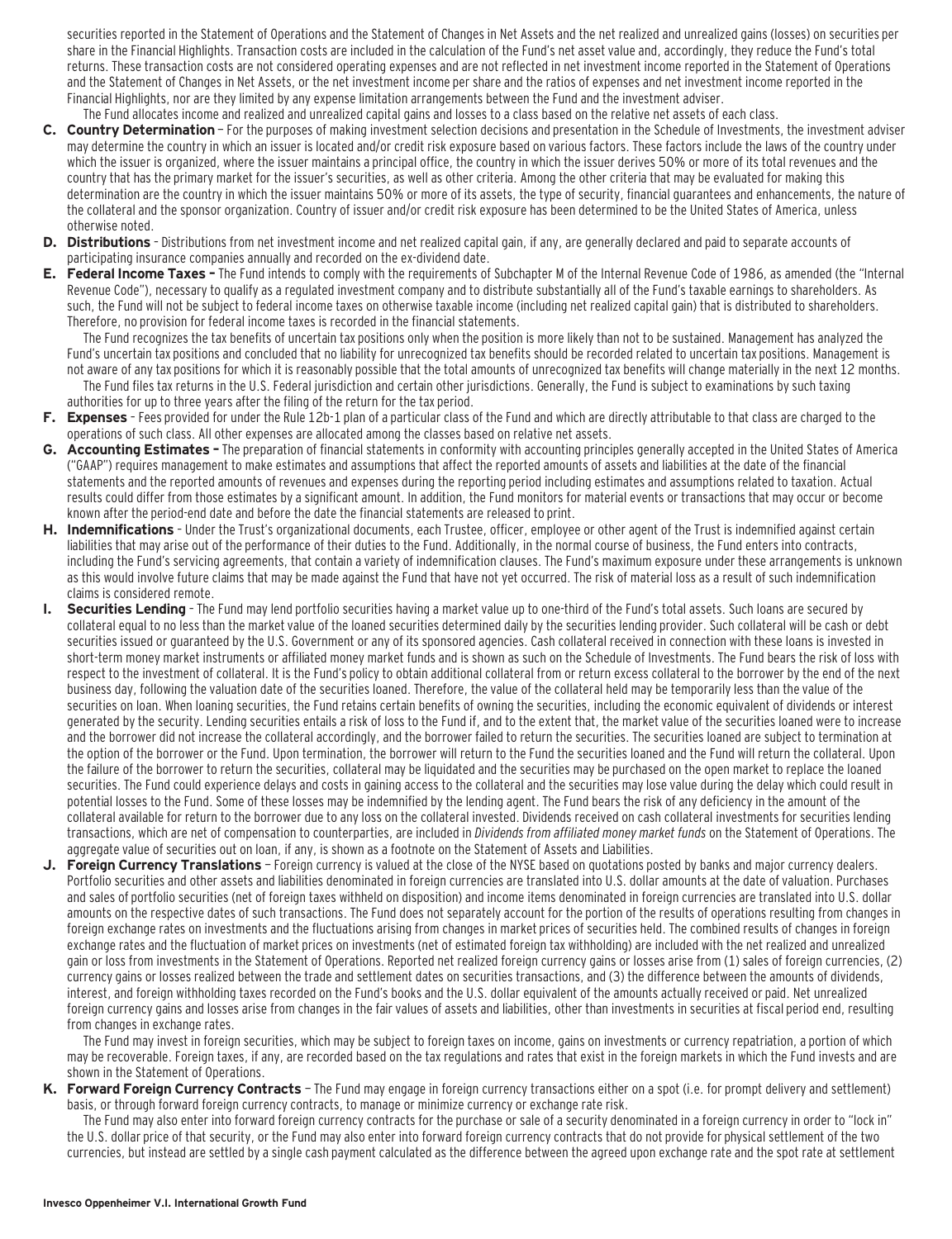securities reported in the Statement of Operations and the Statement of Changes in Net Assets and the net realized and unrealized gains (losses) on securities per share in the Financial Highlights. Transaction costs are included in the calculation of the Fund's net asset value and, accordingly, they reduce the Fund's total returns. These transaction costs are not considered operating expenses and are not reflected in net investment income reported in the Statement of Operations and the Statement of Changes in Net Assets, or the net investment income per share and the ratios of expenses and net investment income reported in the Financial Highlights, nor are they limited by any expense limitation arrangements between the Fund and the investment adviser.

The Fund allocates income and realized and unrealized capital gains and losses to a class based on the relative net assets of each class.

**C. Country Determination** – For the purposes of making investment selection decisions and presentation in the Schedule of Investments, the investment adviser may determine the country in which an issuer is located and/or credit risk exposure based on various factors. These factors include the laws of the country under which the issuer is organized, where the issuer maintains a principal office, the country in which the issuer derives 50% or more of its total revenues and the country that has the primary market for the issuer's securities, as well as other criteria. Among the other criteria that may be evaluated for making this determination are the country in which the issuer maintains 50% or more of its assets, the type of security, financial guarantees and enhancements, the nature of the collateral and the sponsor organization. Country of issuer and/or credit risk exposure has been determined to be the United States of America, unless otherwise noted.

**D. Distributions** – Distributions from net investment income and net realized capital gain, if any, are generally declared and paid to separate accounts of participating insurance companies annually and recorded on the ex-dividend date.

**E. Federal Income Taxes –** The Fund intends to comply with the requirements of Subchapter M of the Internal Revenue Code of 1986, as amended (the "Internal Revenue Code"), necessary to qualify as a regulated investment company and to distribute substantially all of the Fund's taxable earnings to shareholders. As such, the Fund will not be subject to federal income taxes on otherwise taxable income (including net realized capital gain) that is distributed to shareholders. Therefore, no provision for federal income taxes is recorded in the financial statements.

The Fund recognizes the tax benefits of uncertain tax positions only when the position is more likely than not to be sustained. Management has analyzed the Fund's uncertain tax positions and concluded that no liability for unrecognized tax benefits should be recorded related to uncertain tax positions. Management is not aware of any tax positions for which it is reasonably possible that the total amounts of unrecognized tax benefits will change materially in the next 12 months.

The Fund files tax returns in the U.S. Federal jurisdiction and certain other jurisdictions. Generally, the Fund is subject to examinations by such taxing authorities for up to three years after the filing of the return for the tax period.

**F. Expenses** – Fees provided for under the Rule 12b-1 plan of a particular class of the Fund and which are directly attributable to that class are charged to the operations of such class. All other expenses are allocated among the classes based on relative net assets.

**G. Accounting Estimates –** The preparation of financial statements in conformity with accounting principles generally accepted in the United States of America ("GAAP") requires management to make estimates and assumptions that affect the reported amounts of assets and liabilities at the date of the financial statements and the reported amounts of revenues and expenses during the reporting period including estimates and assumptions related to taxation. Actual results could differ from those estimates by a significant amount. In addition, the Fund monitors for material events or transactions that may occur or become known after the period-end date and before the date the financial statements are released to print.

**H. Indemnifications** – Under the Trust's organizational documents, each Trustee, officer, employee or other agent of the Trust is indemnified against certain liabilities that may arise out of the performance of their duties to the Fund. Additionally, in the normal course of business, the Fund enters into contracts, including the Fund's servicing agreements, that contain a variety of indemnification clauses. The Fund's maximum exposure under these arrangements is unknown as this would involve future claims that may be made against the Fund that have not yet occurred. The risk of material loss as a result of such indemnification claims is considered remote.

**I. Securities Lending** – The Fund may lend portfolio securities having a market value up to one-third of the Fund's total assets. Such loans are secured by collateral equal to no less than the market value of the loaned securities determined daily by the securities lending provider. Such collateral will be cash or debt securities issued or guaranteed by the U.S. Government or any of its sponsored agencies. Cash collateral received in connection with these loans is invested in short-term money market instruments or affiliated money market funds and is shown as such on the Schedule of Investments. The Fund bears the risk of loss with respect to the investment of collateral. It is the Fund's policy to obtain additional collateral from or return excess collateral to the borrower by the end of the next business day, following the valuation date of the securities loaned. Therefore, the value of the collateral held may be temporarily less than the value of the securities on loan. When loaning securities, the Fund retains certain benefits of owning the securities, including the economic equivalent of dividends or interest generated by the security. Lending securities entails a risk of loss to the Fund if, and to the extent that, the market value of the securities loaned were to increase and the borrower did not increase the collateral accordingly, and the borrower failed to return the securities. The securities loaned are subject to termination at the option of the borrower or the Fund. Upon termination, the borrower will return to the Fund the securities loaned and the Fund will return the collateral. Upon the failure of the borrower to return the securities, collateral may be liquidated and the securities may be purchased on the open market to replace the loaned securities. The Fund could experience delays and costs in gaining access to the collateral and the securities may lose value during the delay which could result in potential losses to the Fund. Some of these losses may be indemnified by the lending agent. The Fund bears the risk of any deficiency in the amount of the collateral available for return to the borrower due to any loss on the collateral invested. Dividends received on cash collateral investments for securities lending transactions, which are net of compensation to counterparties, are included in *Dividends from affiliated money market funds* on the Statement of Operations. The aggregate value of securities out on loan, if any, is shown as a footnote on the Statement of Assets and Liabilities.

**J. Foreign Currency Translations** – Foreign currency is valued at the close of the NYSE based on quotations posted by banks and major currency dealers. Portfolio securities and other assets and liabilities denominated in foreign currencies are translated into U.S. dollar amounts at the date of valuation. Purchases and sales of portfolio securities (net of foreign taxes withheld on disposition) and income items denominated in foreign currencies are translated into U.S. dollar amounts on the respective dates of such transactions. The Fund does not separately account for the portion of the results of operations resulting from changes in foreign exchange rates on investments and the fluctuations arising from changes in market prices of securities held. The combined results of changes in foreign exchange rates and the fluctuation of market prices on investments (net of estimated foreign tax withholding) are included with the net realized and unrealized gain or loss from investments in the Statement of Operations. Reported net realized foreign currency gains or losses arise from (1) sales of foreign currencies, (2) currency gains or losses realized between the trade and settlement dates on securities transactions, and (3) the difference between the amounts of dividends, interest, and foreign withholding taxes recorded on the Fund's books and the U.S. dollar equivalent of the amounts actually received or paid. Net unrealized foreign currency gains and losses arise from changes in the fair values of assets and liabilities, other than investments in securities at fiscal period end, resulting from changes in exchange rates.

The Fund may invest in foreign securities, which may be subject to foreign taxes on income, gains on investments or currency repatriation, a portion of which may be recoverable. Foreign taxes, if any, are recorded based on the tax regulations and rates that exist in the foreign markets in which the Fund invests and are shown in the Statement of Operations.

**K. Forward Foreign Currency Contracts** – The Fund may engage in foreign currency transactions either on a spot (i.e. for prompt delivery and settlement) basis, or through forward foreign currency contracts, to manage or minimize currency or exchange rate risk.

The Fund may also enter into forward foreign currency contracts for the purchase or sale of a security denominated in a foreign currency in order to "lock in" the U.S. dollar price of that security, or the Fund may also enter into forward foreign currency contracts that do not provide for physical settlement of the two currencies, but instead are settled by a single cash payment calculated as the difference between the agreed upon exchange rate and the spot rate at settlement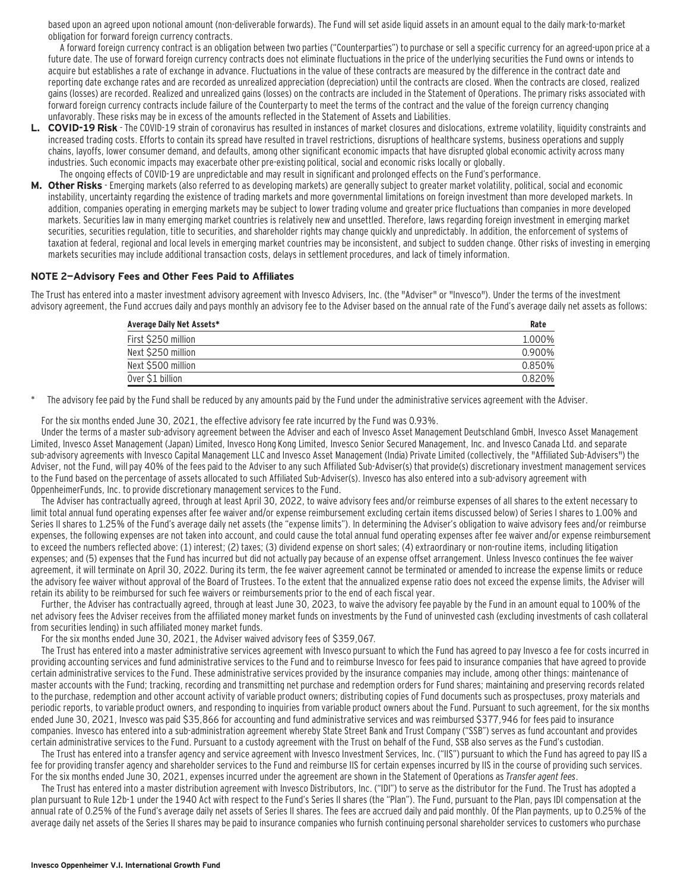based upon an agreed upon notional amount (non-deliverable forwards). The Fund will set aside liquid assets in an amount equal to the daily mark-to-market obligation for forward foreign currency contracts.

A forward foreign currency contract is an obligation between two parties ("Counterparties") to purchase or sell a specific currency for an agreed-upon price at a future date. The use of forward foreign currency contracts does not eliminate fluctuations in the price of the underlying securities the Fund owns or intends to acquire but establishes a rate of exchange in advance. Fluctuations in the value of these contracts are measured by the difference in the contract date and reporting date exchange rates and are recorded as unrealized appreciation (depreciation) until the contracts are closed. When the contracts are closed, realized gains (losses) are recorded. Realized and unrealized gains (losses) on the contracts are included in the Statement of Operations. The primary risks associated with forward foreign currency contracts include failure of the Counterparty to meet the terms of the contract and the value of the foreign currency changing unfavorably. These risks may be in excess of the amounts reflected in the Statement of Assets and Liabilities.

**L. COVID-19 Risk** - The COVID-19 strain of coronavirus has resulted in instances of market closures and dislocations, extreme volatility, liquidity constraints and increased trading costs. Efforts to contain its spread have resulted in travel restrictions, disruptions of healthcare systems, business operations and supply chains, layoffs, lower consumer demand, and defaults, among other significant economic impacts that have disrupted global economic activity across many industries. Such economic impacts may exacerbate other pre-existing political, social and economic risks locally or globally.

The ongoing effects of COVID-19 are unpredictable and may result in significant and prolonged effects on the Fund's performance.

**M. Other Risks** - Emerging markets (also referred to as developing markets) are generally subject to greater market volatility, political, social and economic instability, uncertainty regarding the existence of trading markets and more governmental limitations on foreign investment than more developed markets. In addition, companies operating in emerging markets may be subject to lower trading volume and greater price fluctuations than companies in more developed markets. Securities law in many emerging market countries is relatively new and unsettled. Therefore, laws regarding foreign investment in emerging market securities, securities regulation, title to securities, and shareholder rights may change quickly and unpredictably. In addition, the enforcement of systems of taxation at federal, regional and local levels in emerging market countries may be inconsistent, and subject to sudden change. Other risks of investing in emerging markets securities may include additional transaction costs, delays in settlement procedures, and lack of timely information.

## NOTE 2—Advisory Fees and Other Fees Paid to Affiliates

The Trust has entered into a master investment advisory agreement with Invesco Advisers, Inc. (the "Adviser" or "Invesco"). Under the terms of the investment advisory agreement, the Fund accrues daily and pays monthly an advisory fee to the Adviser based on the annual rate of the Fund's average daily net assets as follows:

| Average Daily Net Assets* | Rate |
|---|---|
| First $250 million | 1.000% |
| Next $250 million | 0.900% |
| Next $500 million | 0.850% |
| Over $1 billion | 0.820% |

\* The advisory fee paid by the Fund shall be reduced by any amounts paid by the Fund under the administrative services agreement with the Adviser.

For the six months ended June 30, 2021, the effective advisory fee rate incurred by the Fund was 0.93%.

Under the terms of a master sub-advisory agreement between the Adviser and each of Invesco Asset Management Deutschland GmbH, Invesco Asset Management Limited, Invesco Asset Management (Japan) Limited, Invesco Hong Kong Limited, Invesco Senior Secured Management, Inc. and Invesco Canada Ltd. and separate sub-advisory agreements with Invesco Capital Management LLC and Invesco Asset Management (India) Private Limited (collectively, the "Affiliated Sub-Advisers") the Adviser, not the Fund, will pay 40% of the fees paid to the Adviser to any such Affiliated Sub-Adviser(s) that provide(s) discretionary investment management services to the Fund based on the percentage of assets allocated to such Affiliated Sub-Adviser(s). Invesco has also entered into a sub-advisory agreement with OppenheimerFunds, Inc. to provide discretionary management services to the Fund.

The Adviser has contractually agreed, through at least April 30, 2022, to waive advisory fees and/or reimburse expenses of all shares to the extent necessary to limit total annual fund operating expenses after fee waiver and/or expense reimbursement excluding certain items discussed below) of Series I shares to 1.00% and Series II shares to 1.25% of the Fund's average daily net assets (the "expense limits"). In determining the Adviser's obligation to waive advisory fees and/or reimburse expenses, the following expenses are not taken into account, and could cause the total annual fund operating expenses after fee waiver and/or expense reimbursement to exceed the numbers reflected above: (1) interest; (2) taxes; (3) dividend expense on short sales; (4) extraordinary or non-routine items, including litigation expenses; and (5) expenses that the Fund has incurred but did not actually pay because of an expense offset arrangement. Unless Invesco continues the fee waiver agreement, it will terminate on April 30, 2022. During its term, the fee waiver agreement cannot be terminated or amended to increase the expense limits or reduce the advisory fee waiver without approval of the Board of Trustees. To the extent that the annualized expense ratio does not exceed the expense limits, the Adviser will retain its ability to be reimbursed for such fee waivers or reimbursements prior to the end of each fiscal year.

Further, the Adviser has contractually agreed, through at least June 30, 2023, to waive the advisory fee payable by the Fund in an amount equal to 100% of the net advisory fees the Adviser receives from the affiliated money market funds on investments by the Fund of uninvested cash (excluding investments of cash collateral from securities lending) in such affiliated money market funds.

For the six months ended June 30, 2021, the Adviser waived advisory fees of $359,067.

The Trust has entered into a master administrative services agreement with Invesco pursuant to which the Fund has agreed to pay Invesco a fee for costs incurred in providing accounting services and fund administrative services to the Fund and to reimburse Invesco for fees paid to insurance companies that have agreed to provide certain administrative services to the Fund. These administrative services provided by the insurance companies may include, among other things: maintenance of master accounts with the Fund; tracking, recording and transmitting net purchase and redemption orders for Fund shares; maintaining and preserving records related to the purchase, redemption and other account activity of variable product owners; distributing copies of Fund documents such as prospectuses, proxy materials and periodic reports, to variable product owners, and responding to inquiries from variable product owners about the Fund. Pursuant to such agreement, for the six months ended June 30, 2021, Invesco was paid $35,866 for accounting and fund administrative services and was reimbursed $377,946 for fees paid to insurance companies. Invesco has entered into a sub-administration agreement whereby State Street Bank and Trust Company ("SSB") serves as fund accountant and provides certain administrative services to the Fund. Pursuant to a custody agreement with the Trust on behalf of the Fund, SSB also serves as the Fund's custodian.

The Trust has entered into a transfer agency and service agreement with Invesco Investment Services, Inc. ("IIS") pursuant to which the Fund has agreed to pay IIS a fee for providing transfer agency and shareholder services to the Fund and reimburse IIS for certain expenses incurred by IIS in the course of providing such services. For the six months ended June 30, 2021, expenses incurred under the agreement are shown in the Statement of Operations as *Transfer agent fees*.

The Trust has entered into a master distribution agreement with Invesco Distributors, Inc. ("IDI") to serve as the distributor for the Fund. The Trust has adopted a plan pursuant to Rule 12b-1 under the 1940 Act with respect to the Fund's Series II shares (the "Plan"). The Fund, pursuant to the Plan, pays IDI compensation at the annual rate of 0.25% of the Fund's average daily net assets of Series II shares. The fees are accrued daily and paid monthly. Of the Plan payments, up to 0.25% of the average daily net assets of the Series II shares may be paid to insurance companies who furnish continuing personal shareholder services to customers who purchase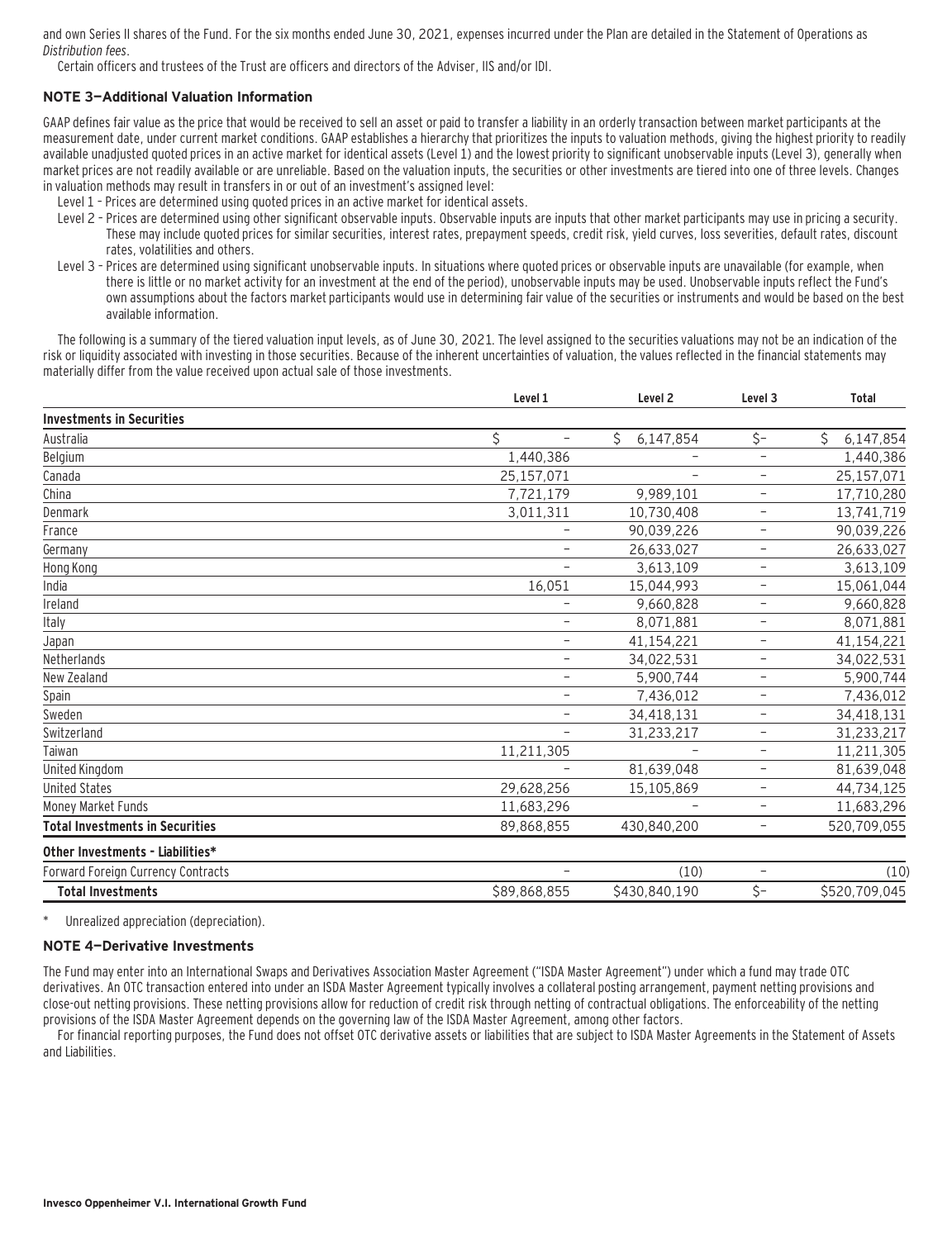and own Series II shares of the Fund. For the six months ended June 30, 2021, expenses incurred under the Plan are detailed in the Statement of Operations as *Distribution fees*.

Certain officers and trustees of the Trust are officers and directors of the Adviser, IIS and/or IDI.

### NOTE 3—Additional Valuation Information

GAAP defines fair value as the price that would be received to sell an asset or paid to transfer a liability in an orderly transaction between market participants at the measurement date, under current market conditions. GAAP establishes a hierarchy that prioritizes the inputs to valuation methods, giving the highest priority to readily available unadjusted quoted prices in an active market for identical assets (Level 1) and the lowest priority to significant unobservable inputs (Level 3), generally when market prices are not readily available or are unreliable. Based on the valuation inputs, the securities or other investments are tiered into one of three levels. Changes in valuation methods may result in transfers in or out of an investment's assigned level:

Level 1 – Prices are determined using quoted prices in an active market for identical assets.

Level 2 – Prices are determined using other significant observable inputs. Observable inputs are inputs that other market participants may use in pricing a security. These may include quoted prices for similar securities, interest rates, prepayment speeds, credit risk, yield curves, loss severities, default rates, discount rates, volatilities and others.

Level 3 – Prices are determined using significant unobservable inputs. In situations where quoted prices or observable inputs are unavailable (for example, when there is little or no market activity for an investment at the end of the period), unobservable inputs may be used. Unobservable inputs reflect the Fund's own assumptions about the factors market participants would use in determining fair value of the securities or instruments and would be based on the best available information.

The following is a summary of the tiered valuation input levels, as of June 30, 2021. The level assigned to the securities valuations may not be an indication of the risk or liquidity associated with investing in those securities. Because of the inherent uncertainties of valuation, the values reflected in the financial statements may materially differ from the value received upon actual sale of those investments.

| | Level 1 | Level 2 | Level 3 | Total |
|---|---|---|---|---|
| **Investments in Securities** | | | | |
| Australia | $ – | $ 6,147,854 | $– | $ 6,147,854 |
| Belgium | 1,440,386 | – | – | 1,440,386 |
| Canada | 25,157,071 | – | – | 25,157,071 |
| China | 7,721,179 | 9,989,101 | – | 17,710,280 |
| Denmark | 3,011,311 | 10,730,408 | – | 13,741,719 |
| France | – | 90,039,226 | – | 90,039,226 |
| Germany | – | 26,633,027 | – | 26,633,027 |
| Hong Kong | – | 3,613,109 | – | 3,613,109 |
| India | 16,051 | 15,044,993 | – | 15,061,044 |
| Ireland | – | 9,660,828 | – | 9,660,828 |
| Italy | – | 8,071,881 | – | 8,071,881 |
| Japan | – | 41,154,221 | – | 41,154,221 |
| Netherlands | – | 34,022,531 | – | 34,022,531 |
| New Zealand | – | 5,900,744 | – | 5,900,744 |
| Spain | – | 7,436,012 | – | 7,436,012 |
| Sweden | – | 34,418,131 | – | 34,418,131 |
| Switzerland | – | 31,233,217 | – | 31,233,217 |
| Taiwan | 11,211,305 | – | – | 11,211,305 |
| United Kingdom | – | 81,639,048 | – | 81,639,048 |
| United States | 29,628,256 | 15,105,869 | – | 44,734,125 |
| Money Market Funds | 11,683,296 | – | – | 11,683,296 |
| **Total Investments in Securities** | 89,868,855 | 430,840,200 | – | 520,709,055 |
| **Other Investments - Liabilities*** | | | | |
| Forward Foreign Currency Contracts | – | (10) | – | (10) |
| **Total Investments** | $89,868,855 | $430,840,190 | $– | $520,709,045 |

\* Unrealized appreciation (depreciation).

### NOTE 4—Derivative Investments

The Fund may enter into an International Swaps and Derivatives Association Master Agreement ("ISDA Master Agreement") under which a fund may trade OTC derivatives. An OTC transaction entered into under an ISDA Master Agreement typically involves a collateral posting arrangement, payment netting provisions and close-out netting provisions. These netting provisions allow for reduction of credit risk through netting of contractual obligations. The enforceability of the netting provisions of the ISDA Master Agreement depends on the governing law of the ISDA Master Agreement, among other factors.

For financial reporting purposes, the Fund does not offset OTC derivative assets or liabilities that are subject to ISDA Master Agreements in the Statement of Assets and Liabilities.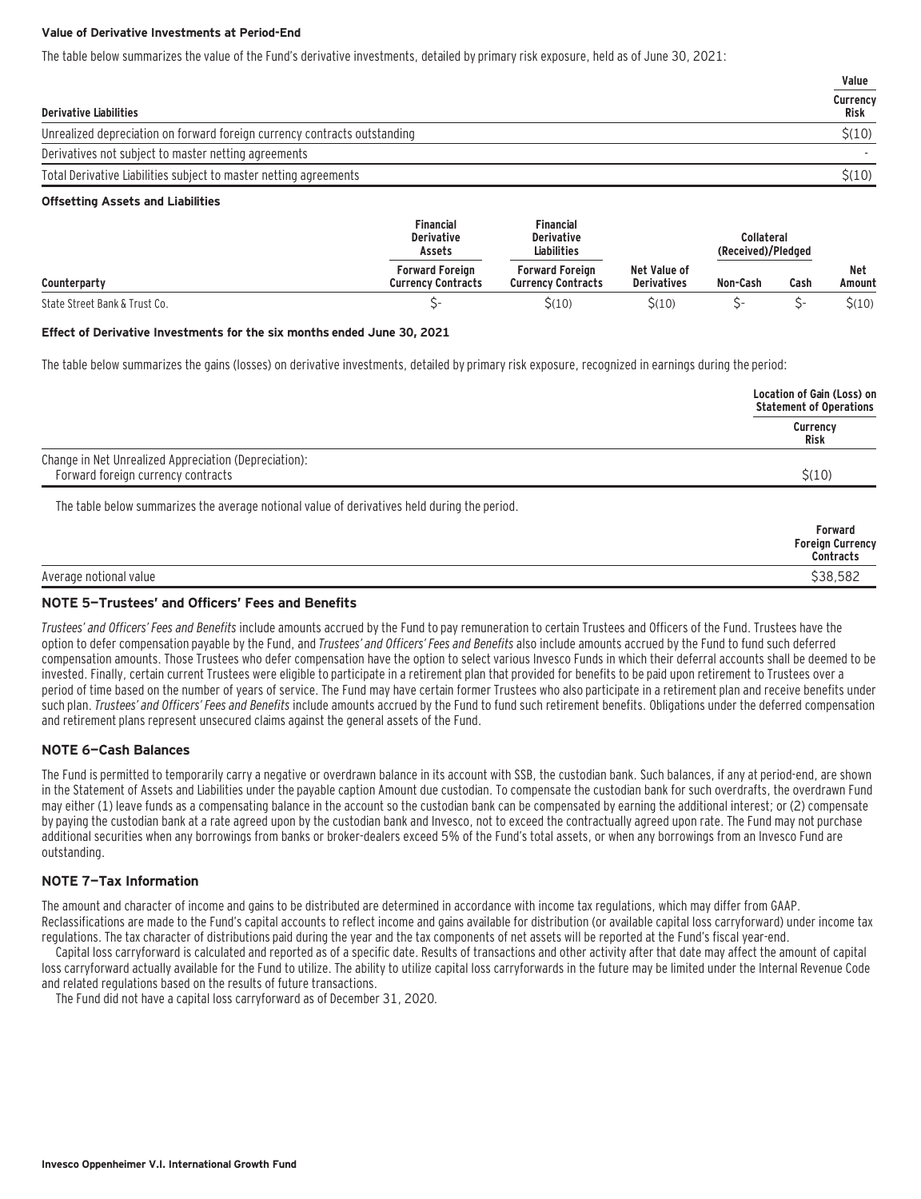**Value of Derivative Investments at Period-End**

The table below summarizes the value of the Fund's derivative investments, detailed by primary risk exposure, held as of June 30, 2021:

| Derivative Liabilities | Value<br>Currency Risk |
|---|---|
| Unrealized depreciation on forward foreign currency contracts outstanding | $(10) |
| Derivatives not subject to master netting agreements | - |
| Total Derivative Liabilities subject to master netting agreements | $(10) |

**Offsetting Assets and Liabilities**

| | Financial Derivative Assets | Financial Derivative Liabilities | | Collateral (Received)/Pledged | | |
|---|---|---|---|---|---|---|
| Counterparty | Forward Foreign Currency Contracts | Forward Foreign Currency Contracts | Net Value of Derivatives | Non-Cash | Cash | Net Amount |
| State Street Bank & Trust Co. | $- | $(10) | $(10) | $- | $- | $(10) |

**Effect of Derivative Investments for the six months ended June 30, 2021**

The table below summarizes the gains (losses) on derivative investments, detailed by primary risk exposure, recognized in earnings during the period:

| | Location of Gain (Loss) on Statement of Operations<br>Currency Risk |
|---|---|
| Change in Net Unrealized Appreciation (Depreciation):<br>Forward foreign currency contracts | $(10) |

The table below summarizes the average notional value of derivatives held during the period.

| | Forward Foreign Currency Contracts |
|---|---|
| Average notional value | $38,582 |

## NOTE 5—Trustees' and Officers' Fees and Benefits

*Trustees' and Officers' Fees and Benefits* include amounts accrued by the Fund to pay remuneration to certain Trustees and Officers of the Fund. Trustees have the option to defer compensation payable by the Fund, and *Trustees' and Officers' Fees and Benefits* also include amounts accrued by the Fund to fund such deferred compensation amounts. Those Trustees who defer compensation have the option to select various Invesco Funds in which their deferral accounts shall be deemed to be invested. Finally, certain current Trustees were eligible to participate in a retirement plan that provided for benefits to be paid upon retirement to Trustees over a period of time based on the number of years of service. The Fund may have certain former Trustees who also participate in a retirement plan and receive benefits under such plan. *Trustees' and Officers' Fees and Benefits* include amounts accrued by the Fund to fund such retirement benefits. Obligations under the deferred compensation and retirement plans represent unsecured claims against the general assets of the Fund.

## NOTE 6—Cash Balances

The Fund is permitted to temporarily carry a negative or overdrawn balance in its account with SSB, the custodian bank. Such balances, if any at period-end, are shown in the Statement of Assets and Liabilities under the payable caption Amount due custodian. To compensate the custodian bank for such overdrafts, the overdrawn Fund may either (1) leave funds as a compensating balance in the account so the custodian bank can be compensated by earning the additional interest; or (2) compensate by paying the custodian bank at a rate agreed upon by the custodian bank and Invesco, not to exceed the contractually agreed upon rate. The Fund may not purchase additional securities when any borrowings from banks or broker-dealers exceed 5% of the Fund's total assets, or when any borrowings from an Invesco Fund are outstanding.

## NOTE 7—Tax Information

The amount and character of income and gains to be distributed are determined in accordance with income tax regulations, which may differ from GAAP. Reclassifications are made to the Fund's capital accounts to reflect income and gains available for distribution (or available capital loss carryforward) under income tax regulations. The tax character of distributions paid during the year and the tax components of net assets will be reported at the Fund's fiscal year-end.

Capital loss carryforward is calculated and reported as of a specific date. Results of transactions and other activity after that date may affect the amount of capital loss carryforward actually available for the Fund to utilize. The ability to utilize capital loss carryforwards in the future may be limited under the Internal Revenue Code and related regulations based on the results of future transactions.

The Fund did not have a capital loss carryforward as of December 31, 2020.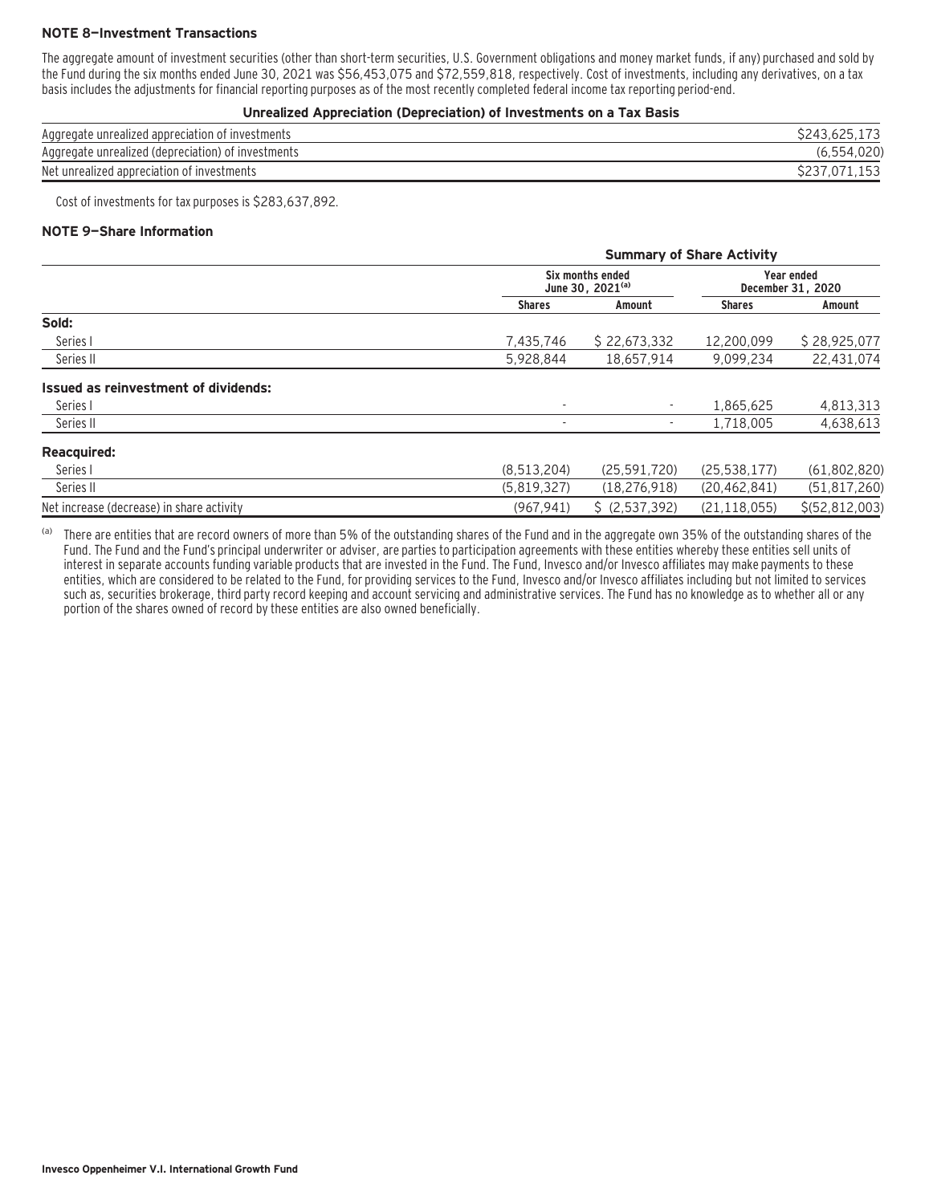### NOTE 8—Investment Transactions

The aggregate amount of investment securities (other than short-term securities, U.S. Government obligations and money market funds, if any) purchased and sold by the Fund during the six months ended June 30, 2021 was $56,453,075 and $72,559,818, respectively. Cost of investments, including any derivatives, on a tax basis includes the adjustments for financial reporting purposes as of the most recently completed federal income tax reporting period-end.

**Unrealized Appreciation (Depreciation) of Investments on a Tax Basis**

| | |
|---|---|
| Aggregate unrealized appreciation of investments | $243,625,173 |
| Aggregate unrealized (depreciation) of investments | (6,554,020) |
| Net unrealized appreciation of investments | $237,071,153 |

Cost of investments for tax purposes is $283,637,892.

### NOTE 9—Share Information

| | Summary of Share Activity | | | |
|---|---|---|---|---|
| | Six months ended June 30, 2021[(a)] | | Year ended December 31, 2020 | |
| | Shares | Amount | Shares | Amount |
| **Sold:** | | | | |
| Series I | 7,435,746 | $ 22,673,332 | 12,200,099 | $ 28,925,077 |
| Series II | 5,928,844 | 18,657,914 | 9,099,234 | 22,431,074 |
| **Issued as reinvestment of dividends:** | | | | |
| Series I | - | - | 1,865,625 | 4,813,313 |
| Series II | - | - | 1,718,005 | 4,638,613 |
| **Reacquired:** | | | | |
| Series I | (8,513,204) | (25,591,720) | (25,538,177) | (61,802,820) |
| Series II | (5,819,327) | (18,276,918) | (20,462,841) | (51,817,260) |
| Net increase (decrease) in share activity | (967,941) | $ (2,537,392) | (21,118,055) | $(52,812,003) |

(a) There are entities that are record owners of more than 5% of the outstanding shares of the Fund and in the aggregate own 35% of the outstanding shares of the Fund. The Fund and the Fund's principal underwriter or adviser, are parties to participation agreements with these entities whereby these entities sell units of interest in separate accounts funding variable products that are invested in the Fund. The Fund, Invesco and/or Invesco affiliates may make payments to these entities, which are considered to be related to the Fund, for providing services to the Fund, Invesco and/or Invesco affiliates including but not limited to services such as, securities brokerage, third party record keeping and account servicing and administrative services. The Fund has no knowledge as to whether all or any portion of the shares owned of record by these entities are also owned beneficially.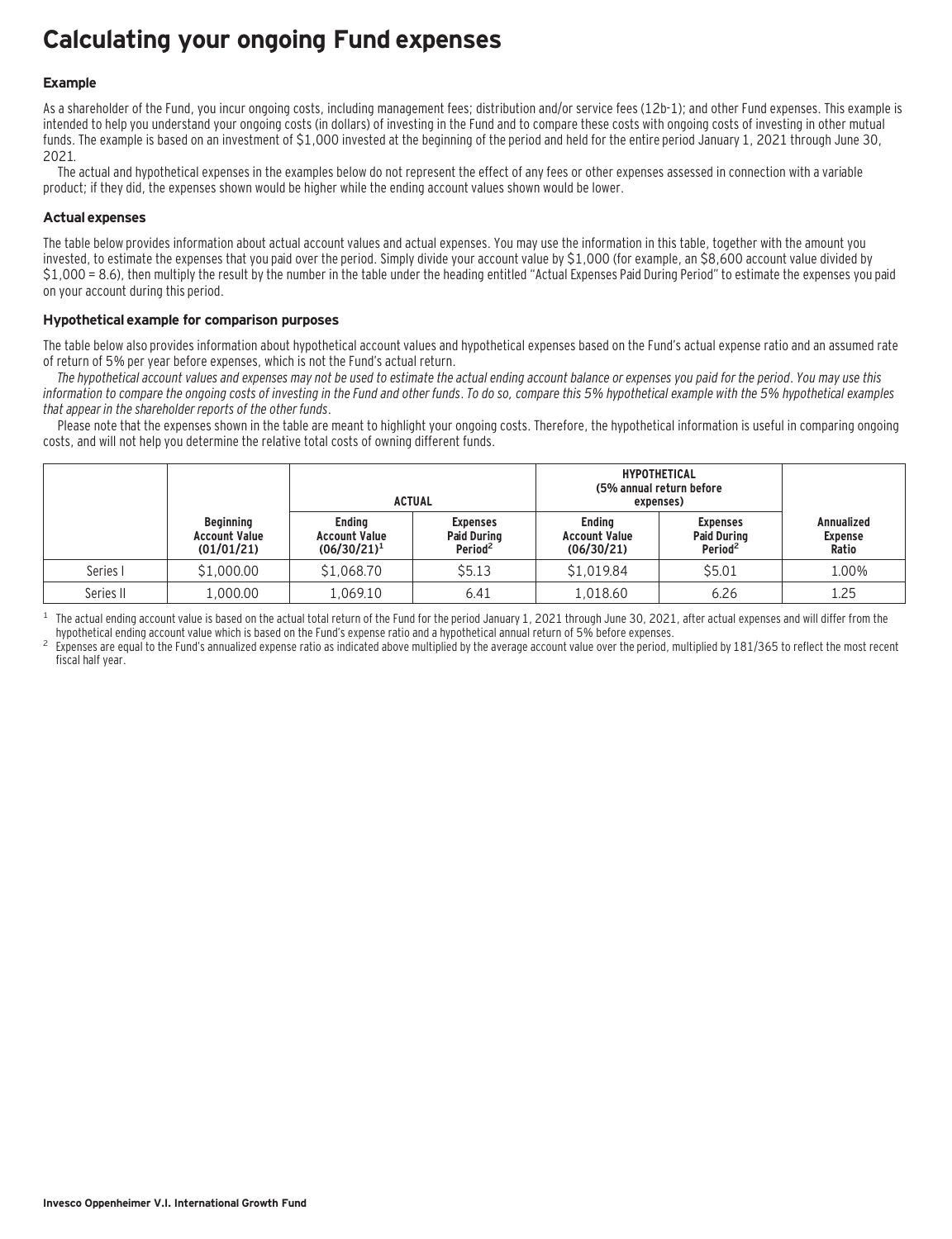# Calculating your ongoing Fund expenses

### Example

As a shareholder of the Fund, you incur ongoing costs, including management fees; distribution and/or service fees (12b-1); and other Fund expenses. This example is intended to help you understand your ongoing costs (in dollars) of investing in the Fund and to compare these costs with ongoing costs of investing in other mutual funds. The example is based on an investment of $1,000 invested at the beginning of the period and held for the entire period January 1, 2021 through June 30, 2021.

The actual and hypothetical expenses in the examples below do not represent the effect of any fees or other expenses assessed in connection with a variable product; if they did, the expenses shown would be higher while the ending account values shown would be lower.

### Actual expenses

The table below provides information about actual account values and actual expenses. You may use the information in this table, together with the amount you invested, to estimate the expenses that you paid over the period. Simply divide your account value by $1,000 (for example, an $8,600 account value divided by $1,000 = 8.6), then multiply the result by the number in the table under the heading entitled "Actual Expenses Paid During Period" to estimate the expenses you paid on your account during this period.

### Hypothetical example for comparison purposes

The table below also provides information about hypothetical account values and hypothetical expenses based on the Fund's actual expense ratio and an assumed rate of return of 5% per year before expenses, which is not the Fund's actual return.

*The hypothetical account values and expenses may not be used to estimate the actual ending account balance or expenses you paid for the period. You may use this information to compare the ongoing costs of investing in the Fund and other funds. To do so, compare this 5% hypothetical example with the 5% hypothetical examples that appear in the shareholder reports of the other funds.*

Please note that the expenses shown in the table are meant to highlight your ongoing costs. Therefore, the hypothetical information is useful in comparing ongoing costs, and will not help you determine the relative total costs of owning different funds.

| | | ACTUAL | | HYPOTHETICAL (5% annual return before expenses) | | |
|---|---|---|---|---|---|---|
| | Beginning Account Value (01/01/21) | Ending Account Value (06/30/21)[1] | Expenses Paid During Period[2] | Ending Account Value (06/30/21) | Expenses Paid During Period[2] | Annualized Expense Ratio |
| Series I | $1,000.00 | $1,068.70 | $5.13 | $1,019.84 | $5.01 | 1.00% |
| Series II | 1,000.00 | 1,069.10 | 6.41 | 1,018.60 | 6.26 | 1.25 |

[1] The actual ending account value is based on the actual total return of the Fund for the period January 1, 2021 through June 30, 2021, after actual expenses and will differ from the hypothetical ending account value which is based on the Fund's expense ratio and a hypothetical annual return of 5% before expenses.

[2] Expenses are equal to the Fund's annualized expense ratio as indicated above multiplied by the average account value over the period, multiplied by 181/365 to reflect the most recent fiscal half year.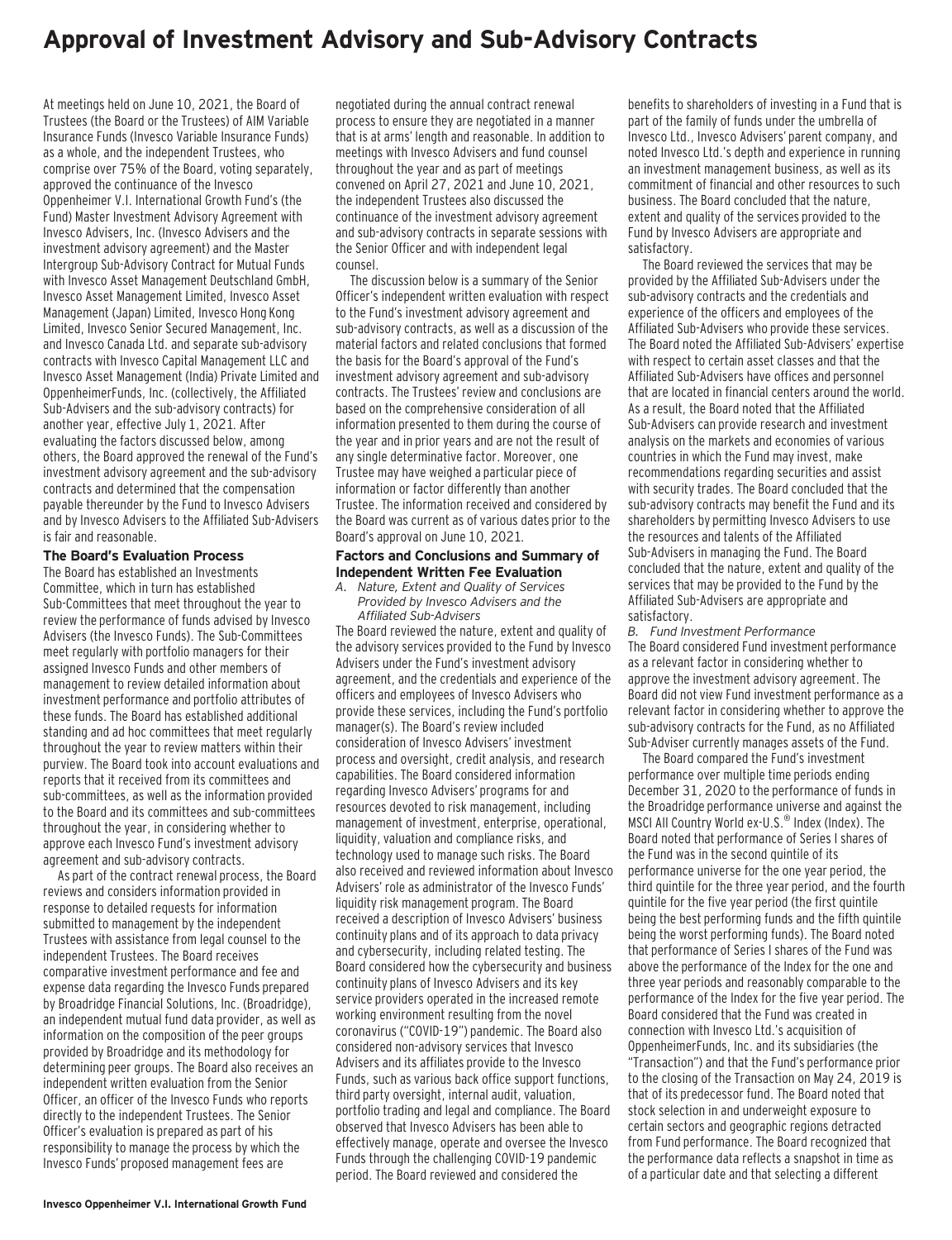# Approval of Investment Advisory and Sub-Advisory Contracts

At meetings held on June 10, 2021, the Board of Trustees (the Board or the Trustees) of AIM Variable Insurance Funds (Invesco Variable Insurance Funds) as a whole, and the independent Trustees, who comprise over 75% of the Board, voting separately, approved the continuance of the Invesco Oppenheimer V.I. International Growth Fund's (the Fund) Master Investment Advisory Agreement with Invesco Advisers, Inc. (Invesco Advisers and the investment advisory agreement) and the Master Intergroup Sub-Advisory Contract for Mutual Funds with Invesco Asset Management Deutschland GmbH, Invesco Asset Management Limited, Invesco Asset Management (Japan) Limited, Invesco Hong Kong Limited, Invesco Senior Secured Management, Inc. and Invesco Canada Ltd. and separate sub-advisory contracts with Invesco Capital Management LLC and Invesco Asset Management (India) Private Limited and OppenheimerFunds, Inc. (collectively, the Affiliated Sub-Advisers and the sub-advisory contracts) for another year, effective July 1, 2021. After evaluating the factors discussed below, among others, the Board approved the renewal of the Fund's investment advisory agreement and the sub-advisory contracts and determined that the compensation payable thereunder by the Fund to Invesco Advisers and by Invesco Advisers to the Affiliated Sub-Advisers is fair and reasonable.

### The Board's Evaluation Process

The Board has established an Investments Committee, which in turn has established Sub-Committees that meet throughout the year to review the performance of funds advised by Invesco Advisers (the Invesco Funds). The Sub-Committees meet regularly with portfolio managers for their assigned Invesco Funds and other members of management to review detailed information about investment performance and portfolio attributes of these funds. The Board has established additional standing and ad hoc committees that meet regularly throughout the year to review matters within their purview. The Board took into account evaluations and reports that it received from its committees and sub-committees, as well as the information provided to the Board and its committees and sub-committees throughout the year, in considering whether to approve each Invesco Fund's investment advisory agreement and sub-advisory contracts.

As part of the contract renewal process, the Board reviews and considers information provided in response to detailed requests for information submitted to management by the independent Trustees with assistance from legal counsel to the independent Trustees. The Board receives comparative investment performance and fee and expense data regarding the Invesco Funds prepared by Broadridge Financial Solutions, Inc. (Broadridge), an independent mutual fund data provider, as well as information on the composition of the peer groups provided by Broadridge and its methodology for determining peer groups. The Board also receives an independent written evaluation from the Senior Officer, an officer of the Invesco Funds who reports directly to the independent Trustees. The Senior Officer's evaluation is prepared as part of his responsibility to manage the process by which the Invesco Funds' proposed management fees are negotiated during the annual contract renewal process to ensure they are negotiated in a manner that is at arms' length and reasonable. In addition to meetings with Invesco Advisers and fund counsel throughout the year and as part of meetings convened on April 27, 2021 and June 10, 2021, the independent Trustees also discussed the continuance of the investment advisory agreement and sub-advisory contracts in separate sessions with the Senior Officer and with independent legal counsel.

The discussion below is a summary of the Senior Officer's independent written evaluation with respect to the Fund's investment advisory agreement and sub-advisory contracts, as well as a discussion of the material factors and related conclusions that formed the basis for the Board's approval of the Fund's investment advisory agreement and sub-advisory contracts. The Trustees' review and conclusions are based on the comprehensive consideration of all information presented to them during the course of the year and in prior years and are not the result of any single determinative factor. Moreover, one Trustee may have weighed a particular piece of information or factor differently than another Trustee. The information received and considered by the Board was current as of various dates prior to the Board's approval on June 10, 2021.

### Factors and Conclusions and Summary of Independent Written Fee Evaluation

*A. Nature, Extent and Quality of Services Provided by Invesco Advisers and the Affiliated Sub-Advisers*

The Board reviewed the nature, extent and quality of the advisory services provided to the Fund by Invesco Advisers under the Fund's investment advisory agreement, and the credentials and experience of the officers and employees of Invesco Advisers who provide these services, including the Fund's portfolio manager(s). The Board's review included consideration of Invesco Advisers' investment process and oversight, credit analysis, and research capabilities. The Board considered information regarding Invesco Advisers' programs for and resources devoted to risk management, including management of investment, enterprise, operational, liquidity, valuation and compliance risks, and technology used to manage such risks. The Board also received and reviewed information about Invesco Advisers' role as administrator of the Invesco Funds' liquidity risk management program. The Board received a description of Invesco Advisers' business continuity plans and of its approach to data privacy and cybersecurity, including related testing. The Board considered how the cybersecurity and business continuity plans of Invesco Advisers and its key service providers operated in the increased remote working environment resulting from the novel coronavirus ("COVID-19") pandemic. The Board also considered non-advisory services that Invesco Advisers and its affiliates provide to the Invesco Funds, such as various back office support functions, third party oversight, internal audit, valuation, portfolio trading and legal and compliance. The Board observed that Invesco Advisers has been able to effectively manage, operate and oversee the Invesco Funds through the challenging COVID-19 pandemic period. The Board reviewed and considered the benefits to shareholders of investing in a Fund that is part of the family of funds under the umbrella of Invesco Ltd., Invesco Advisers' parent company, and noted Invesco Ltd.'s depth and experience in running an investment management business, as well as its commitment of financial and other resources to such business. The Board concluded that the nature, extent and quality of the services provided to the Fund by Invesco Advisers are appropriate and satisfactory.

The Board reviewed the services that may be provided by the Affiliated Sub-Advisers under the sub-advisory contracts and the credentials and experience of the officers and employees of the Affiliated Sub-Advisers who provide these services. The Board noted the Affiliated Sub-Advisers' expertise with respect to certain asset classes and that the Affiliated Sub-Advisers have offices and personnel that are located in financial centers around the world. As a result, the Board noted that the Affiliated Sub-Advisers can provide research and investment analysis on the markets and economies of various countries in which the Fund may invest, make recommendations regarding securities and assist with security trades. The Board concluded that the sub-advisory contracts may benefit the Fund and its shareholders by permitting Invesco Advisers to use the resources and talents of the Affiliated Sub-Advisers in managing the Fund. The Board concluded that the nature, extent and quality of the services that may be provided to the Fund by the Affiliated Sub-Advisers are appropriate and satisfactory.

*B. Fund Investment Performance*

The Board considered Fund investment performance as a relevant factor in considering whether to approve the investment advisory agreement. The Board did not view Fund investment performance as a relevant factor in considering whether to approve the sub-advisory contracts for the Fund, as no Affiliated Sub-Adviser currently manages assets of the Fund.

The Board compared the Fund's investment performance over multiple time periods ending December 31, 2020 to the performance of funds in the Broadridge performance universe and against the MSCI All Country World ex-U.S.® Index (Index). The Board noted that performance of Series I shares of the Fund was in the second quintile of its performance universe for the one year period, the third quintile for the three year period, and the fourth quintile for the five year period (the first quintile being the best performing funds and the fifth quintile being the worst performing funds). The Board noted that performance of Series I shares of the Fund was above the performance of the Index for the one and three year periods and reasonably comparable to the performance of the Index for the five year period. The Board considered that the Fund was created in connection with Invesco Ltd.'s acquisition of OppenheimerFunds, Inc. and its subsidiaries (the "Transaction") and that the Fund's performance prior to the closing of the Transaction on May 24, 2019 is that of its predecessor fund. The Board noted that stock selection in and underweight exposure to certain sectors and geographic regions detracted from Fund performance. The Board recognized that the performance data reflects a snapshot in time as of a particular date and that selecting a different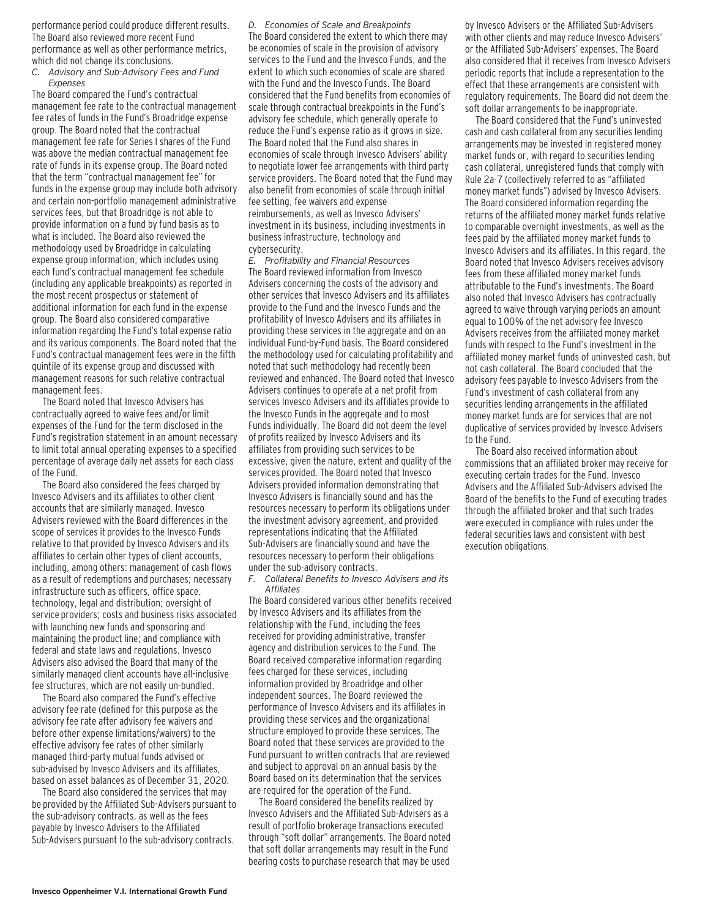performance period could produce different results. The Board also reviewed more recent Fund performance as well as other performance metrics, which did not change its conclusions.

*C. Advisory and Sub-Advisory Fees and Fund Expenses*

The Board compared the Fund's contractual management fee rate to the contractual management fee rates of funds in the Fund's Broadridge expense group. The Board noted that the contractual management fee rate for Series I shares of the Fund was above the median contractual management fee rate of funds in its expense group. The Board noted that the term "contractual management fee" for funds in the expense group may include both advisory and certain non-portfolio management administrative services fees, but that Broadridge is not able to provide information on a fund by fund basis as to what is included. The Board also reviewed the methodology used by Broadridge in calculating expense group information, which includes using each fund's contractual management fee schedule (including any applicable breakpoints) as reported in the most recent prospectus or statement of additional information for each fund in the expense group. The Board also considered comparative information regarding the Fund's total expense ratio and its various components. The Board noted that the Fund's contractual management fees were in the fifth quintile of its expense group and discussed with management reasons for such relative contractual management fees.

The Board noted that Invesco Advisers has contractually agreed to waive fees and/or limit expenses of the Fund for the term disclosed in the Fund's registration statement in an amount necessary to limit total annual operating expenses to a specified percentage of average daily net assets for each class of the Fund.

The Board also considered the fees charged by Invesco Advisers and its affiliates to other client accounts that are similarly managed. Invesco Advisers reviewed with the Board differences in the scope of services it provides to the Invesco Funds relative to that provided by Invesco Advisers and its affiliates to certain other types of client accounts, including, among others: management of cash flows as a result of redemptions and purchases; necessary infrastructure such as officers, office space, technology, legal and distribution; oversight of service providers; costs and business risks associated with launching new funds and sponsoring and maintaining the product line; and compliance with federal and state laws and regulations. Invesco Advisers also advised the Board that many of the similarly managed client accounts have all-inclusive fee structures, which are not easily un-bundled.

The Board also compared the Fund's effective advisory fee rate (defined for this purpose as the advisory fee rate after advisory fee waivers and before other expense limitations/waivers) to the effective advisory fee rates of other similarly managed third-party mutual funds advised or sub-advised by Invesco Advisers and its affiliates, based on asset balances as of December 31, 2020.

The Board also considered the services that may be provided by the Affiliated Sub-Advisers pursuant to the sub-advisory contracts, as well as the fees payable by Invesco Advisers to the Affiliated Sub-Advisers pursuant to the sub-advisory contracts.

*D. Economies of Scale and Breakpoints*

The Board considered the extent to which there may be economies of scale in the provision of advisory services to the Fund and the Invesco Funds, and the extent to which such economies of scale are shared with the Fund and the Invesco Funds. The Board considered that the Fund benefits from economies of scale through contractual breakpoints in the Fund's advisory fee schedule, which generally operate to reduce the Fund's expense ratio as it grows in size. The Board noted that the Fund also shares in economies of scale through Invesco Advisers' ability to negotiate lower fee arrangements with third party service providers. The Board noted that the Fund may also benefit from economies of scale through initial fee setting, fee waivers and expense reimbursements, as well as Invesco Advisers' investment in its business, including investments in business infrastructure, technology and cybersecurity.

*E. Profitability and Financial Resources*

The Board reviewed information from Invesco Advisers concerning the costs of the advisory and other services that Invesco Advisers and its affiliates provide to the Fund and the Invesco Funds and the profitability of Invesco Advisers and its affiliates in providing these services in the aggregate and on an individual Fund-by-Fund basis. The Board considered the methodology used for calculating profitability and noted that such methodology had recently been reviewed and enhanced. The Board noted that Invesco Advisers continues to operate at a net profit from services Invesco Advisers and its affiliates provide to the Invesco Funds in the aggregate and to most Funds individually. The Board did not deem the level of profits realized by Invesco Advisers and its affiliates from providing such services to be excessive, given the nature, extent and quality of the services provided. The Board noted that Invesco Advisers provided information demonstrating that Invesco Advisers is financially sound and has the resources necessary to perform its obligations under the investment advisory agreement, and provided representations indicating that the Affiliated Sub-Advisers are financially sound and have the resources necessary to perform their obligations under the sub-advisory contracts.

*F. Collateral Benefits to Invesco Advisers and its Affiliates*

The Board considered various other benefits received by Invesco Advisers and its affiliates from the relationship with the Fund, including the fees received for providing administrative, transfer agency and distribution services to the Fund. The Board received comparative information regarding fees charged for these services, including information provided by Broadridge and other independent sources. The Board reviewed the performance of Invesco Advisers and its affiliates in providing these services and the organizational structure employed to provide these services. The Board noted that these services are provided to the Fund pursuant to written contracts that are reviewed and subject to approval on an annual basis by the Board based on its determination that the services are required for the operation of the Fund.

The Board considered the benefits realized by Invesco Advisers and the Affiliated Sub-Advisers as a result of portfolio brokerage transactions executed through "soft dollar" arrangements. The Board noted that soft dollar arrangements may result in the Fund bearing costs to purchase research that may be used by Invesco Advisers or the Affiliated Sub-Advisers with other clients and may reduce Invesco Advisers' or the Affiliated Sub-Advisers' expenses. The Board also considered that it receives from Invesco Advisers periodic reports that include a representation to the effect that these arrangements are consistent with regulatory requirements. The Board did not deem the soft dollar arrangements to be inappropriate.

The Board considered that the Fund's uninvested cash and cash collateral from any securities lending arrangements may be invested in registered money market funds or, with regard to securities lending cash collateral, unregistered funds that comply with Rule 2a-7 (collectively referred to as "affiliated money market funds") advised by Invesco Advisers. The Board considered information regarding the returns of the affiliated money market funds relative to comparable overnight investments, as well as the fees paid by the affiliated money market funds to Invesco Advisers and its affiliates. In this regard, the Board noted that Invesco Advisers receives advisory fees from these affiliated money market funds attributable to the Fund's investments. The Board also noted that Invesco Advisers has contractually agreed to waive through varying periods an amount equal to 100% of the net advisory fee Invesco Advisers receives from the affiliated money market funds with respect to the Fund's investment in the affiliated money market funds of uninvested cash, but not cash collateral. The Board concluded that the advisory fees payable to Invesco Advisers from the Fund's investment of cash collateral from any securities lending arrangements in the affiliated money market funds are for services that are not duplicative of services provided by Invesco Advisers to the Fund.

The Board also received information about commissions that an affiliated broker may receive for executing certain trades for the Fund. Invesco Advisers and the Affiliated Sub-Advisers advised the Board of the benefits to the Fund of executing trades through the affiliated broker and that such trades were executed in compliance with rules under the federal securities laws and consistent with best execution obligations.